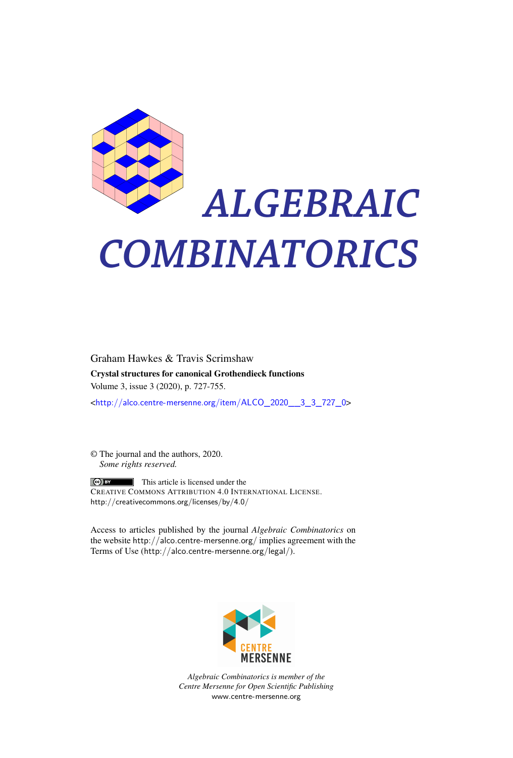# ALGEBRAIC COMBINATORICS

Graham Hawkes & Travis Scrimshaw

**Crystal structures for canonical Grothendieck functions**

Volume 3, issue 3 (2020), p. 727-755.

<http://alco.centre-mersenne.org/item/ALCO_2020__3_3_727_0>

© The journal and the authors, 2020.
*Some rights reserved.*

This article is licensed under the
Creative Commons Attribution 4.0 International License.
http://creativecommons.org/licenses/by/4.0/

Access to articles published by the journal *Algebraic Combinatorics* on the website http://alco.centre-mersenne.org/ implies agreement with the Terms of Use (http://alco.centre-mersenne.org/legal/).

CENTRE MERSENNE

*Algebraic Combinatorics is member of the Centre Mersenne for Open Scientific Publishing*
www.centre-mersenne.org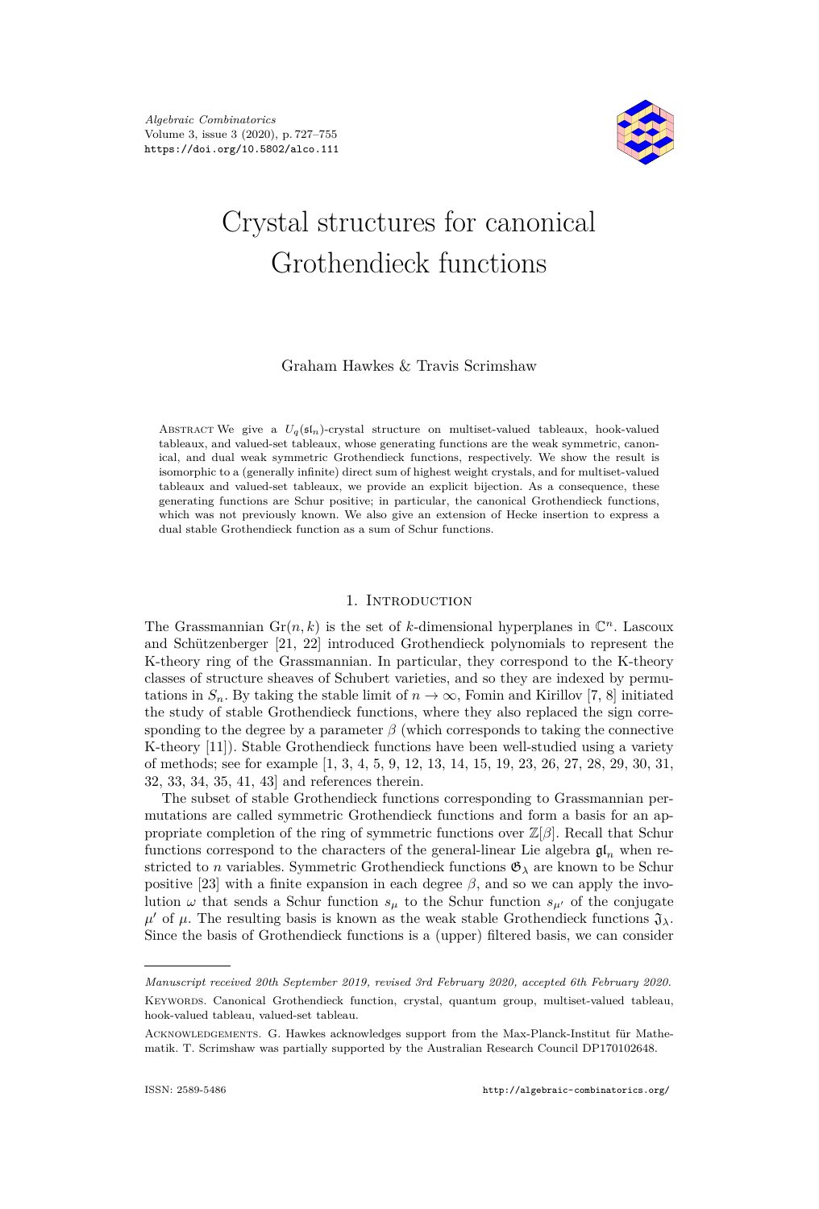Algebraic Combinatorics
Volume 3, issue 3 (2020), p. 727–755
https://doi.org/10.5802/alco.111

# Crystal structures for canonical Grothendieck functions

Graham Hawkes & Travis Scrimshaw

Abstract We give a $U_q(\mathfrak{sl}_n)$-crystal structure on multiset-valued tableaux, hook-valued tableaux, and valued-set tableaux, whose generating functions are the weak symmetric, canonical, and dual weak symmetric Grothendieck functions, respectively. We show the result is isomorphic to a (generally infinite) direct sum of highest weight crystals, and for multiset-valued tableaux and valued-set tableaux, we provide an explicit bijection. As a consequence, these generating functions are Schur positive; in particular, the canonical Grothendieck functions, which was not previously known. We also give an extension of Hecke insertion to express a dual stable Grothendieck function as a sum of Schur functions.

## 1. Introduction

The Grassmannian $\operatorname{Gr}(n, k)$ is the set of $k$-dimensional hyperplanes in $\mathbb{C}^n$. Lascoux and Schützenberger [21, 22] introduced Grothendieck polynomials to represent the K-theory ring of the Grassmannian. In particular, they correspond to the K-theory classes of structure sheaves of Schubert varieties, and so they are indexed by permutations in $S_n$. By taking the stable limit of $n \to \infty$, Fomin and Kirillov [7, 8] initiated the study of stable Grothendieck functions, where they also replaced the sign corresponding to the degree by a parameter $\beta$ (which corresponds to taking the connective K-theory [11]). Stable Grothendieck functions have been well-studied using a variety of methods; see for example [1, 3, 4, 5, 9, 12, 13, 14, 15, 19, 23, 26, 27, 28, 29, 30, 31, 32, 33, 34, 35, 41, 43] and references therein.

The subset of stable Grothendieck functions corresponding to Grassmannian permutations are called symmetric Grothendieck functions and form a basis for an appropriate completion of the ring of symmetric functions over $\mathbb{Z}[\beta]$. Recall that Schur functions correspond to the characters of the general-linear Lie algebra $\mathfrak{gl}_n$ when restricted to $n$ variables. Symmetric Grothendieck functions $\mathfrak{G}_\lambda$ are known to be Schur positive [23] with a finite expansion in each degree $\beta$, and so we can apply the involution $\omega$ that sends a Schur function $s_\mu$ to the Schur function $s_{\mu'}$ of the conjugate $\mu'$ of $\mu$. The resulting basis is known as the weak stable Grothendieck functions $\mathfrak{J}_\lambda$. Since the basis of Grothendieck functions is a (upper) filtered basis, we can consider

Manuscript received 20th September 2019, revised 3rd February 2020, accepted 6th February 2020.

Keywords. Canonical Grothendieck function, crystal, quantum group, multiset-valued tableau, hook-valued tableau, valued-set tableau.

Acknowledgements. G. Hawkes acknowledges support from the Max-Planck-Institut für Mathematik. T. Scrimshaw was partially supported by the Australian Research Council DP170102648.

ISSN: 2589-5486 http://algebraic-combinatorics.org/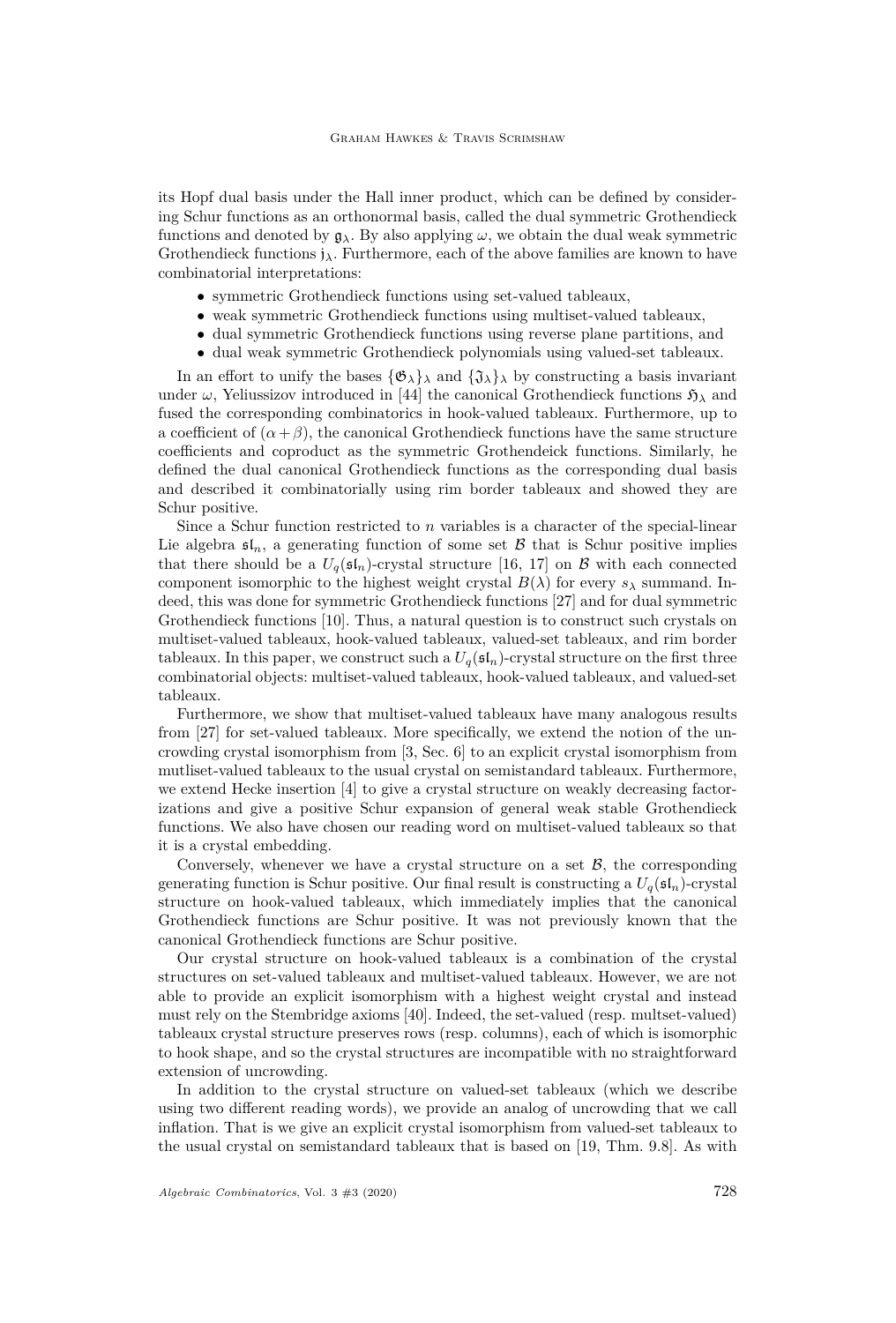its Hopf dual basis under the Hall inner product, which can be defined by considering Schur functions as an orthonormal basis, called the dual symmetric Grothendieck functions and denoted by $\mathfrak{g}_\lambda$. By also applying $\omega$, we obtain the dual weak symmetric Grothendieck functions $\mathfrak{j}_\lambda$. Furthermore, each of the above families are known to have combinatorial interpretations:

- symmetric Grothendieck functions using set-valued tableaux,
- weak symmetric Grothendieck functions using multiset-valued tableaux,
- dual symmetric Grothendieck functions using reverse plane partitions, and
- dual weak symmetric Grothendieck polynomials using valued-set tableaux.

In an effort to unify the bases $\{\mathfrak{G}_\lambda\}_\lambda$ and $\{\mathfrak{J}_\lambda\}_\lambda$ by constructing a basis invariant under $\omega$, Yeliussizov introduced in [44] the canonical Grothendieck functions $\mathfrak{H}_\lambda$ and fused the corresponding combinatorics in hook-valued tableaux. Furthermore, up to a coefficient of $(\alpha + \beta)$, the canonical Grothendieck functions have the same structure coefficients and coproduct as the symmetric Grothendeick functions. Similarly, he defined the dual canonical Grothendieck functions as the corresponding dual basis and described it combinatorially using rim border tableaux and showed they are Schur positive.

Since a Schur function restricted to $n$ variables is a character of the special-linear Lie algebra $\mathfrak{sl}_n$, a generating function of some set $\mathcal{B}$ that is Schur positive implies that there should be a $U_q(\mathfrak{sl}_n)$-crystal structure [16, 17] on $\mathcal{B}$ with each connected component isomorphic to the highest weight crystal $B(\lambda)$ for every $s_\lambda$ summand. Indeed, this was done for symmetric Grothendieck functions [27] and for dual symmetric Grothendieck functions [10]. Thus, a natural question is to construct such crystals on multiset-valued tableaux, hook-valued tableaux, valued-set tableaux, and rim border tableaux. In this paper, we construct such a $U_q(\mathfrak{sl}_n)$-crystal structure on the first three combinatorial objects: multiset-valued tableaux, hook-valued tableaux, and valued-set tableaux.

Furthermore, we show that multiset-valued tableaux have many analogous results from [27] for set-valued tableaux. More specifically, we extend the notion of the uncrowding crystal isomorphism from [3, Sec. 6] to an explicit crystal isomorphism from mutliset-valued tableaux to the usual crystal on semistandard tableaux. Furthermore, we extend Hecke insertion [4] to give a crystal structure on weakly decreasing factorizations and give a positive Schur expansion of general weak stable Grothendieck functions. We also have chosen our reading word on multiset-valued tableaux so that it is a crystal embedding.

Conversely, whenever we have a crystal structure on a set $\mathcal{B}$, the corresponding generating function is Schur positive. Our final result is constructing a $U_q(\mathfrak{sl}_n)$-crystal structure on hook-valued tableaux, which immediately implies that the canonical Grothendieck functions are Schur positive. It was not previously known that the canonical Grothendieck functions are Schur positive.

Our crystal structure on hook-valued tableaux is a combination of the crystal structures on set-valued tableaux and multiset-valued tableaux. However, we are not able to provide an explicit isomorphism with a highest weight crystal and instead must rely on the Stembridge axioms [40]. Indeed, the set-valued (resp. multset-valued) tableaux crystal structure preserves rows (resp. columns), each of which is isomorphic to hook shape, and so the crystal structures are incompatible with no straightforward extension of uncrowding.

In addition to the crystal structure on valued-set tableaux (which we describe using two different reading words), we provide an analog of uncrowding that we call inflation. That is we give an explicit crystal isomorphism from valued-set tableaux to the usual crystal on semistandard tableaux that is based on [19, Thm. 9.8]. As with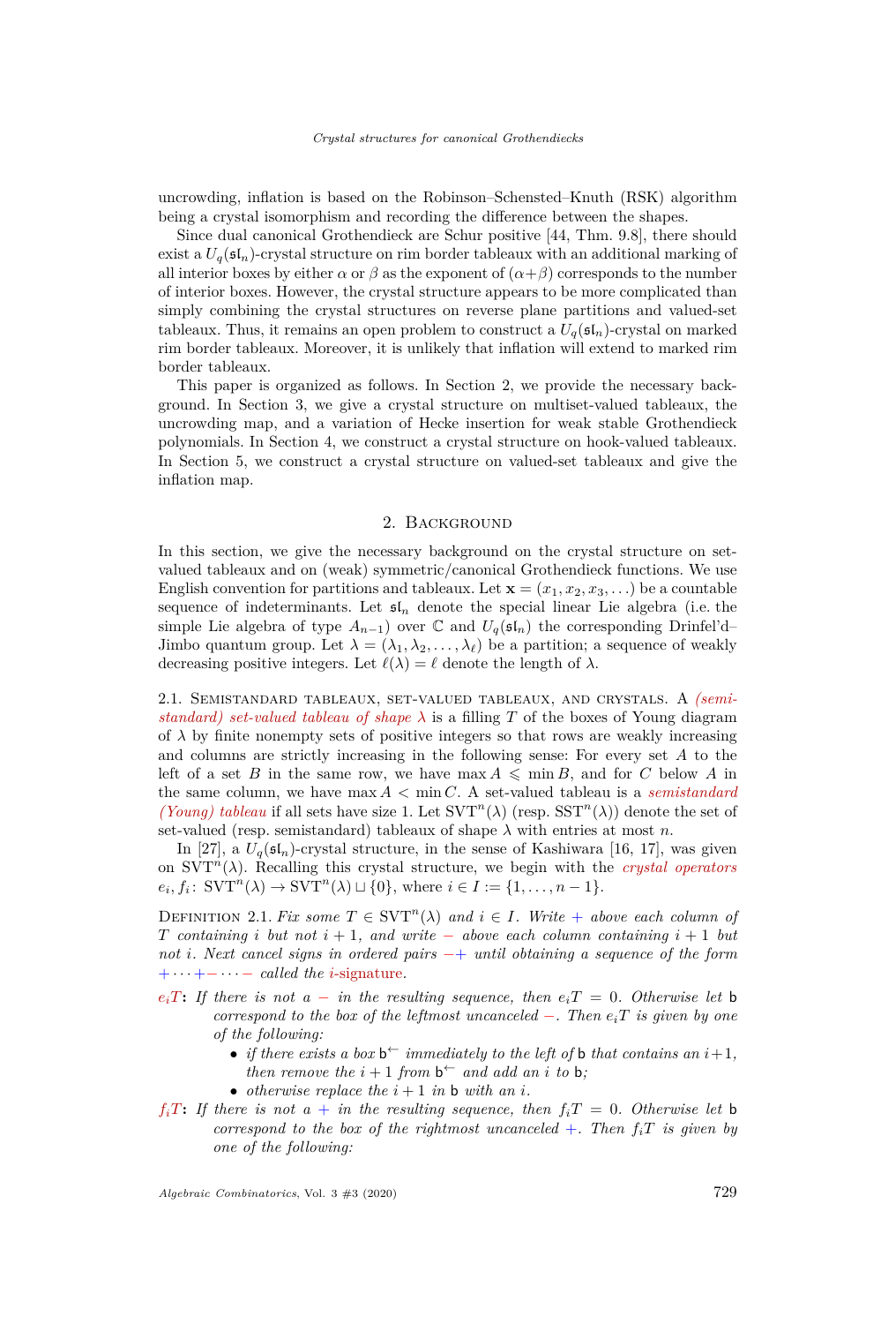uncrowding, inflation is based on the Robinson–Schensted–Knuth (RSK) algorithm being a crystal isomorphism and recording the difference between the shapes.

Since dual canonical Grothendieck are Schur positive [44, Thm. 9.8], there should exist a $U_q(\mathfrak{sl}_n)$-crystal structure on rim border tableaux with an additional marking of all interior boxes by either $\alpha$ or $\beta$ as the exponent of $(\alpha+\beta)$ corresponds to the number of interior boxes. However, the crystal structure appears to be more complicated than simply combining the crystal structures on reverse plane partitions and valued-set tableaux. Thus, it remains an open problem to construct a $U_q(\mathfrak{sl}_n)$-crystal on marked rim border tableaux. Moreover, it is unlikely that inflation will extend to marked rim border tableaux.

This paper is organized as follows. In Section 2, we provide the necessary background. In Section 3, we give a crystal structure on multiset-valued tableaux, the uncrowding map, and a variation of Hecke insertion for weak stable Grothendieck polynomials. In Section 4, we construct a crystal structure on hook-valued tableaux. In Section 5, we construct a crystal structure on valued-set tableaux and give the inflation map.

## 2. Background

In this section, we give the necessary background on the crystal structure on set-valued tableaux and on (weak) symmetric/canonical Grothendieck functions. We use English convention for partitions and tableaux. Let $\mathbf{x} = (x_1, x_2, x_3, \ldots)$ be a countable sequence of indeterminants. Let $\mathfrak{sl}_n$ denote the special linear Lie algebra (i.e. the simple Lie algebra of type $A_{n-1}$) over $\mathbb{C}$ and $U_q(\mathfrak{sl}_n)$ the corresponding Drinfel'd–Jimbo quantum group. Let $\lambda = (\lambda_1, \lambda_2, \ldots, \lambda_\ell)$ be a partition; a sequence of weakly decreasing positive integers. Let $\ell(\lambda) = \ell$ denote the length of $\lambda$.

### 2.1. Semistandard tableaux, set-valued tableaux, and crystals.

A *(semistandard) set-valued tableau of shape $\lambda$* is a filling $T$ of the boxes of Young diagram of $\lambda$ by finite nonempty sets of positive integers so that rows are weakly increasing and columns are strictly increasing in the following sense: For every set $A$ to the left of a set $B$ in the same row, we have $\max A \leqslant \min B$, and for $C$ below $A$ in the same column, we have $\max A < \min C$. A set-valued tableau is a *semistandard (Young) tableau* if all sets have size 1. Let $\mathrm{SVT}^n(\lambda)$ (resp. $\mathrm{SST}^n(\lambda)$) denote the set of set-valued (resp. semistandard) tableaux of shape $\lambda$ with entries at most $n$.

In [27], a $U_q(\mathfrak{sl}_n)$-crystal structure, in the sense of Kashiwara [16, 17], was given on $\mathrm{SVT}^n(\lambda)$. Recalling this crystal structure, we begin with the *crystal operators* $e_i, f_i \colon \mathrm{SVT}^n(\lambda) \to \mathrm{SVT}^n(\lambda) \sqcup \{0\}$, where $i \in I := \{1, \ldots, n-1\}$.

Definition 2.1. *Fix some $T \in \mathrm{SVT}^n(\lambda)$ and $i \in I$. Write $+$ above each column of $T$ containing $i$ but not $i+1$, and write $-$ above each column containing $i+1$ but not $i$. Next cancel signs in ordered pairs $-+$ until obtaining a sequence of the form $+\cdots+-\cdots-$ called the $i$-signature.*

- $e_i T$: *If there is not a $-$ in the resulting sequence, then $e_i T = 0$. Otherwise let $\mathsf{b}$ correspond to the box of the leftmost uncanceled $-$. Then $e_i T$ is given by one of the following:*
  - *if there exists a box $\mathsf{b}^{\leftarrow}$ immediately to the left of $\mathsf{b}$ that contains an $i+1$, then remove the $i+1$ from $\mathsf{b}^{\leftarrow}$ and add an $i$ to $\mathsf{b}$;*
  - *otherwise replace the $i+1$ in $\mathsf{b}$ with an $i$.*
- $f_i T$: *If there is not a $+$ in the resulting sequence, then $f_i T = 0$. Otherwise let $\mathsf{b}$ correspond to the box of the rightmost uncanceled $+$. Then $f_i T$ is given by one of the following:*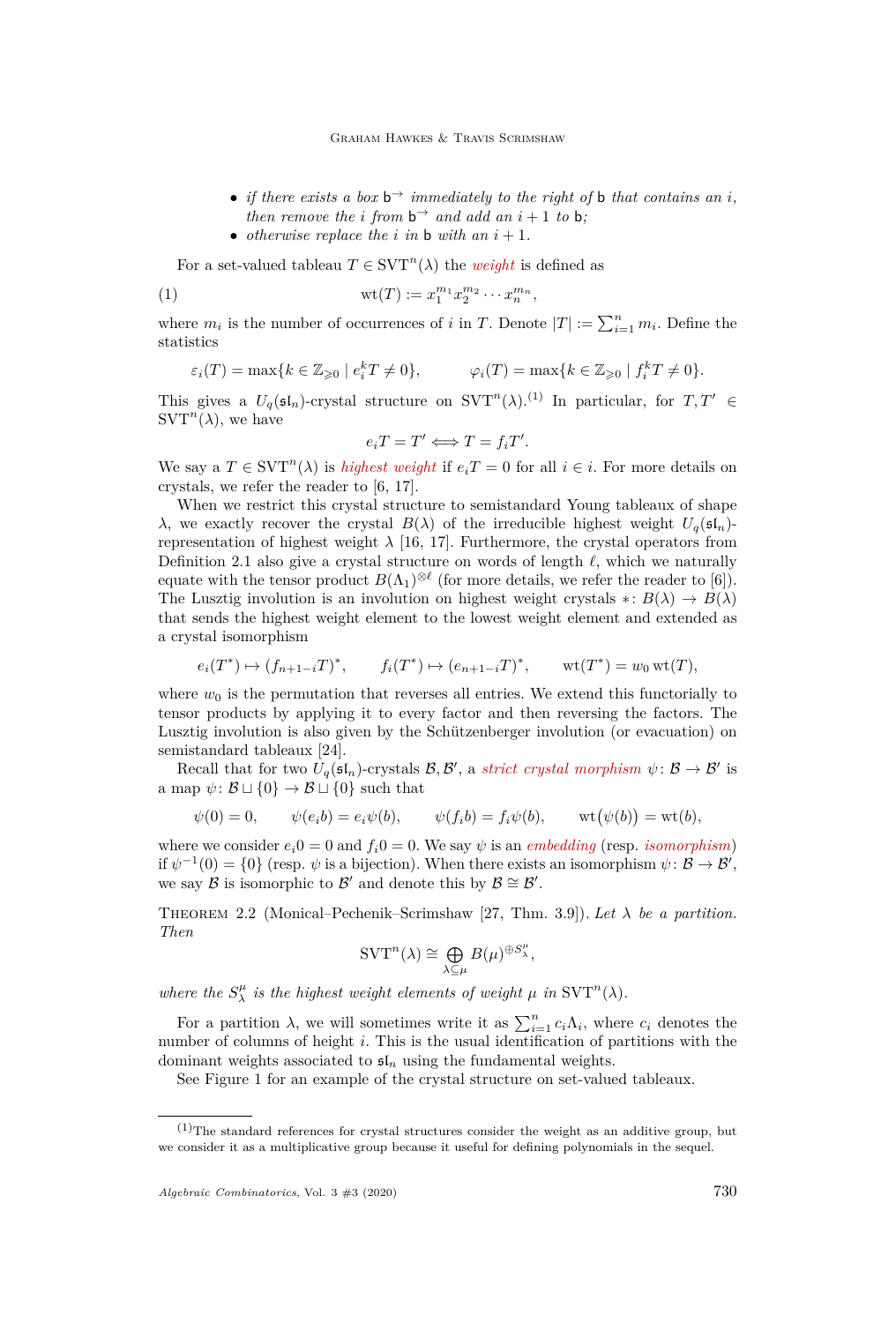- *if there exists a box* $\mathsf{b}^{\rightarrow}$ *immediately to the right of* $\mathsf{b}$ *that contains an* $i$*, then remove the* $i$ *from* $\mathsf{b}^{\rightarrow}$ *and add an* $i+1$ *to* $\mathsf{b}$*;*
- *otherwise replace the* $i$ *in* $\mathsf{b}$ *with an* $i+1$*.*

For a set-valued tableau $T \in \mathrm{SVT}^n(\lambda)$ the *weight* is defined as

$$\mathrm{wt}(T) := x_1^{m_1} x_2^{m_2} \cdots x_n^{m_n}, \tag{1}$$

where $m_i$ is the number of occurrences of $i$ in $T$. Denote $|T| := \sum_{i=1}^{n} m_i$. Define the statistics

$$\varepsilon_i(T) = \max\{k \in \mathbb{Z}_{\geqslant 0} \mid e_i^k T \neq 0\}, \qquad \varphi_i(T) = \max\{k \in \mathbb{Z}_{\geqslant 0} \mid f_i^k T \neq 0\}.$$

This gives a $U_q(\mathfrak{sl}_n)$-crystal structure on $\mathrm{SVT}^n(\lambda)$.[(1)] In particular, for $T, T' \in \mathrm{SVT}^n(\lambda)$, we have

$$e_i T = T' \Longleftrightarrow T = f_i T'.$$

We say a $T \in \mathrm{SVT}^n(\lambda)$ is *highest weight* if $e_i T = 0$ for all $i \in i$. For more details on crystals, we refer the reader to [6, 17].

When we restrict this crystal structure to semistandard Young tableaux of shape $\lambda$, we exactly recover the crystal $B(\lambda)$ of the irreducible highest weight $U_q(\mathfrak{sl}_n)$-representation of highest weight $\lambda$ [16, 17]. Furthermore, the crystal operators from Definition 2.1 also give a crystal structure on words of length $\ell$, which we naturally equate with the tensor product $B(\Lambda_1)^{\otimes \ell}$ (for more details, we refer the reader to [6]). The Lusztig involution is an involution on highest weight crystals $*\colon B(\lambda) \to B(\lambda)$ that sends the highest weight element to the lowest weight element and extended as a crystal isomorphism

$$e_i(T^*) \mapsto (f_{n+1-i}T)^*, \qquad f_i(T^*) \mapsto (e_{n+1-i}T)^*, \qquad \mathrm{wt}(T^*) = w_0 \,\mathrm{wt}(T),$$

where $w_0$ is the permutation that reverses all entries. We extend this functorially to tensor products by applying it to every factor and then reversing the factors. The Lusztig involution is also given by the Schützenberger involution (or evacuation) on semistandard tableaux [24].

Recall that for two $U_q(\mathfrak{sl}_n)$-crystals $\mathcal{B}, \mathcal{B}'$, a *strict crystal morphism* $\psi\colon \mathcal{B} \to \mathcal{B}'$ is a map $\psi\colon \mathcal{B} \sqcup \{0\} \to \mathcal{B} \sqcup \{0\}$ such that

$$\psi(0) = 0, \qquad \psi(e_i b) = e_i \psi(b), \qquad \psi(f_i b) = f_i \psi(b), \qquad \mathrm{wt}\big(\psi(b)\big) = \mathrm{wt}(b),$$

where we consider $e_i 0 = 0$ and $f_i 0 = 0$. We say $\psi$ is an *embedding* (resp. *isomorphism*) if $\psi^{-1}(0) = \{0\}$ (resp. $\psi$ is a bijection). When there exists an isomorphism $\psi\colon \mathcal{B} \to \mathcal{B}'$, we say $\mathcal{B}$ is isomorphic to $\mathcal{B}'$ and denote this by $\mathcal{B} \cong \mathcal{B}'$.

Theorem 2.2 (Monical–Pechenik–Scrimshaw [27, Thm. 3.9]). *Let* $\lambda$ *be a partition. Then*

$$\mathrm{SVT}^n(\lambda) \cong \bigoplus_{\lambda \subseteq \mu} B(\mu)^{\oplus S_\lambda^\mu},$$

*where the* $S_\lambda^\mu$ *is the highest weight elements of weight* $\mu$ *in* $\mathrm{SVT}^n(\lambda)$*.*

For a partition $\lambda$, we will sometimes write it as $\sum_{i=1}^{n} c_i \Lambda_i$, where $c_i$ denotes the number of columns of height $i$. This is the usual identification of partitions with the dominant weights associated to $\mathfrak{sl}_n$ using the fundamental weights.

See Figure 1 for an example of the crystal structure on set-valued tableaux.

---

[(1)] The standard references for crystal structures consider the weight as an additive group, but we consider it as a multiplicative group because it useful for defining polynomials in the sequel.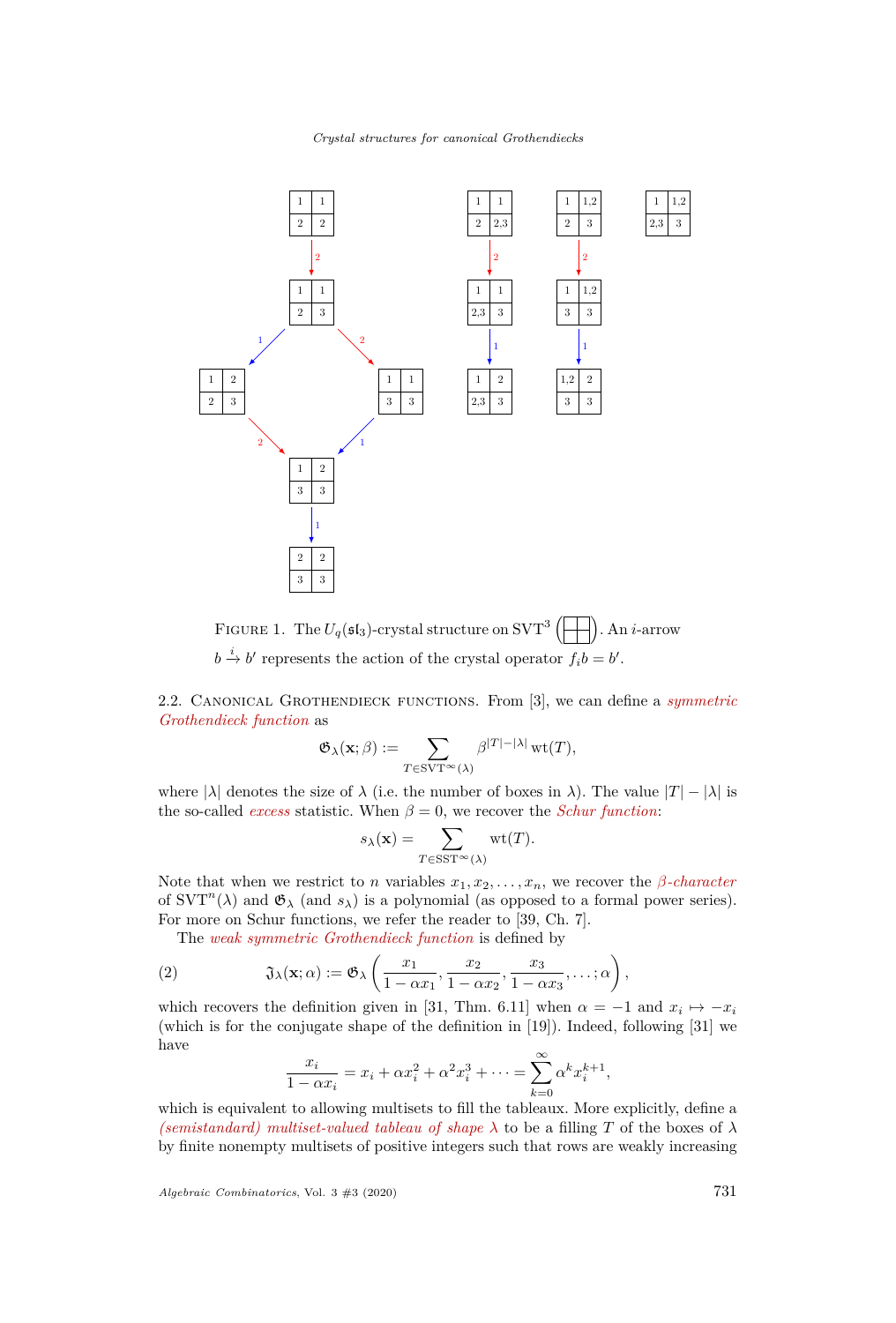Figure 1. The $U_q(\mathfrak{sl}_3)$-crystal structure on $\mathrm{SVT}^3\left(\,\boxed{\phantom{x}}\boxed{\phantom{x}}\,\right)$. An $i$-arrow $b \xrightarrow{i} b'$ represents the action of the crystal operator $f_i b = b'$.

2.2. Canonical Grothendieck functions. From [3], we can define a *symmetric Grothendieck function* as

$$\mathfrak{G}_\lambda(\mathbf{x};\beta) := \sum_{T \in \mathrm{SVT}^\infty(\lambda)} \beta^{|T|-|\lambda|}\,\mathrm{wt}(T),$$

where $|\lambda|$ denotes the size of $\lambda$ (i.e. the number of boxes in $\lambda$). The value $|T| - |\lambda|$ is the so-called *excess* statistic. When $\beta = 0$, we recover the *Schur function*:

$$s_\lambda(\mathbf{x}) = \sum_{T \in \mathrm{SST}^\infty(\lambda)} \mathrm{wt}(T).$$

Note that when we restrict to $n$ variables $x_1, x_2, \ldots, x_n$, we recover the *$\beta$-character* of $\mathrm{SVT}^n(\lambda)$ and $\mathfrak{G}_\lambda$ (and $s_\lambda$) is a polynomial (as opposed to a formal power series). For more on Schur functions, we refer the reader to [39, Ch. 7].

The *weak symmetric Grothendieck function* is defined by

$$\mathfrak{J}_\lambda(\mathbf{x};\alpha) := \mathfrak{G}_\lambda\left(\frac{x_1}{1-\alpha x_1}, \frac{x_2}{1-\alpha x_2}, \frac{x_3}{1-\alpha x_3}, \ldots; \alpha\right), \tag{2}$$

which recovers the definition given in [31, Thm. 6.11] when $\alpha = -1$ and $x_i \mapsto -x_i$ (which is for the conjugate shape of the definition in [19]). Indeed, following [31] we have

$$\frac{x_i}{1-\alpha x_i} = x_i + \alpha x_i^2 + \alpha^2 x_i^3 + \cdots = \sum_{k=0}^\infty \alpha^k x_i^{k+1},$$

which is equivalent to allowing multisets to fill the tableaux. More explicitly, define a *(semistandard) multiset-valued tableau of shape $\lambda$* to be a filling $T$ of the boxes of $\lambda$ by finite nonempty multisets of positive integers such that rows are weakly increasing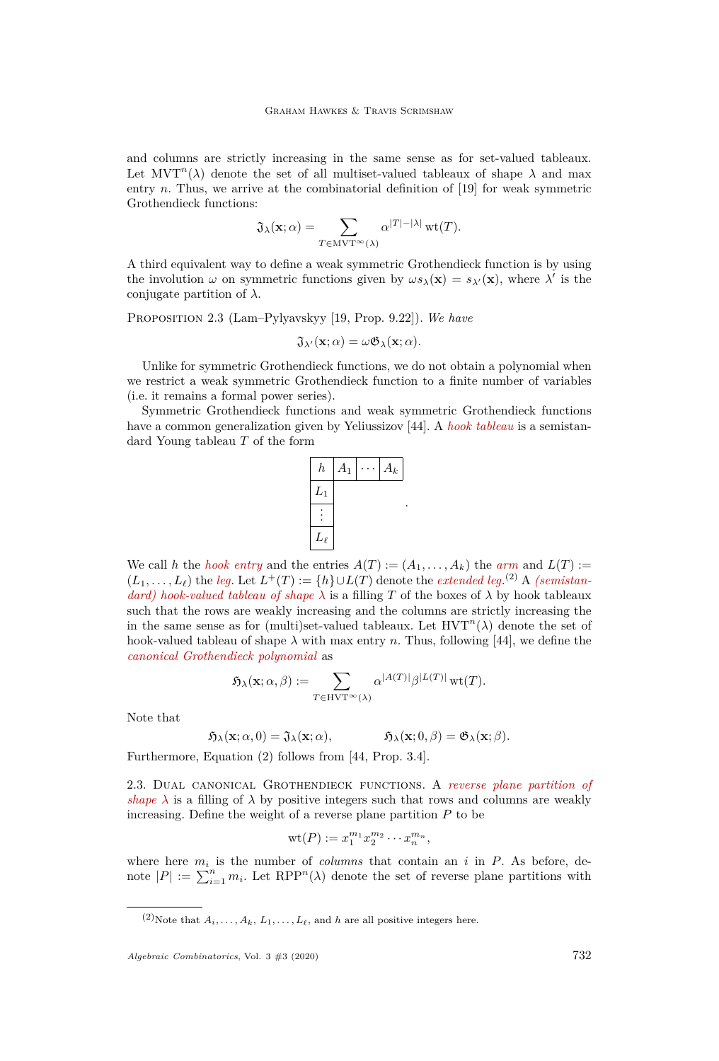and columns are strictly increasing in the same sense as for set-valued tableaux. Let $\mathrm{MVT}^n(\lambda)$ denote the set of all multiset-valued tableaux of shape $\lambda$ and max entry $n$. Thus, we arrive at the combinatorial definition of [19] for weak symmetric Grothendieck functions:

$$\mathfrak{J}_\lambda(\mathbf{x};\alpha) = \sum_{T \in \mathrm{MVT}^\infty(\lambda)} \alpha^{|T|-|\lambda|} \operatorname{wt}(T).$$

A third equivalent way to define a weak symmetric Grothendieck function is by using the involution $\omega$ on symmetric functions given by $\omega s_\lambda(\mathbf{x}) = s_{\lambda'}(\mathbf{x})$, where $\lambda'$ is the conjugate partition of $\lambda$.

Proposition 2.3 (Lam–Pylyavskyy [19, Prop. 9.22]). *We have*

$$\mathfrak{J}_{\lambda'}(\mathbf{x};\alpha) = \omega \mathfrak{G}_\lambda(\mathbf{x};\alpha).$$

Unlike for symmetric Grothendieck functions, we do not obtain a polynomial when we restrict a weak symmetric Grothendieck function to a finite number of variables (i.e. it remains a formal power series).

Symmetric Grothendieck functions and weak symmetric Grothendieck functions have a common generalization given by Yeliussizov [44]. A *hook tableau* is a semistandard Young tableau $T$ of the form

| $h$ | $A_1$ | $\cdots$ | $A_k$ |
|---|---|---|---|
| $L_1$ | | | |
| $\vdots$ | | | |
| $L_\ell$ | | | |

We call $h$ the *hook entry* and the entries $A(T) := (A_1, \dots, A_k)$ the *arm* and $L(T) := (L_1, \dots, L_\ell)$ the *leg*. Let $L^+(T) := \{h\} \cup L(T)$ denote the *extended leg*.[2] A *(semistandard) hook-valued tableau of shape* $\lambda$ is a filling $T$ of the boxes of $\lambda$ by hook tableaux such that the rows are weakly increasing and the columns are strictly increasing the in the same sense as for (multi)set-valued tableaux. Let $\mathrm{HVT}^n(\lambda)$ denote the set of hook-valued tableau of shape $\lambda$ with max entry $n$. Thus, following [44], we define the *canonical Grothendieck polynomial* as

$$\mathfrak{H}_\lambda(\mathbf{x};\alpha,\beta) := \sum_{T \in \mathrm{HVT}^\infty(\lambda)} \alpha^{|A(T)|}\beta^{|L(T)|} \operatorname{wt}(T).$$

Note that

$$\mathfrak{H}_\lambda(\mathbf{x};\alpha,0) = \mathfrak{J}_\lambda(\mathbf{x};\alpha), \qquad \mathfrak{H}_\lambda(\mathbf{x};0,\beta) = \mathfrak{G}_\lambda(\mathbf{x};\beta).$$

Furthermore, Equation (2) follows from [44, Prop. 3.4].

## 2.3. Dual canonical Grothendieck functions.

A *reverse plane partition of shape* $\lambda$ is a filling of $\lambda$ by positive integers such that rows and columns are weakly increasing. Define the weight of a reverse plane partition $P$ to be

$$\operatorname{wt}(P) := x_1^{m_1} x_2^{m_2} \cdots x_n^{m_n},$$

where here $m_i$ is the number of *columns* that contain an $i$ in $P$. As before, denote $|P| := \sum_{i=1}^n m_i$. Let $\mathrm{RPP}^n(\lambda)$ denote the set of reverse plane partitions with

[2] Note that $A_i, \dots, A_k$, $L_1, \dots, L_\ell$, and $h$ are all positive integers here.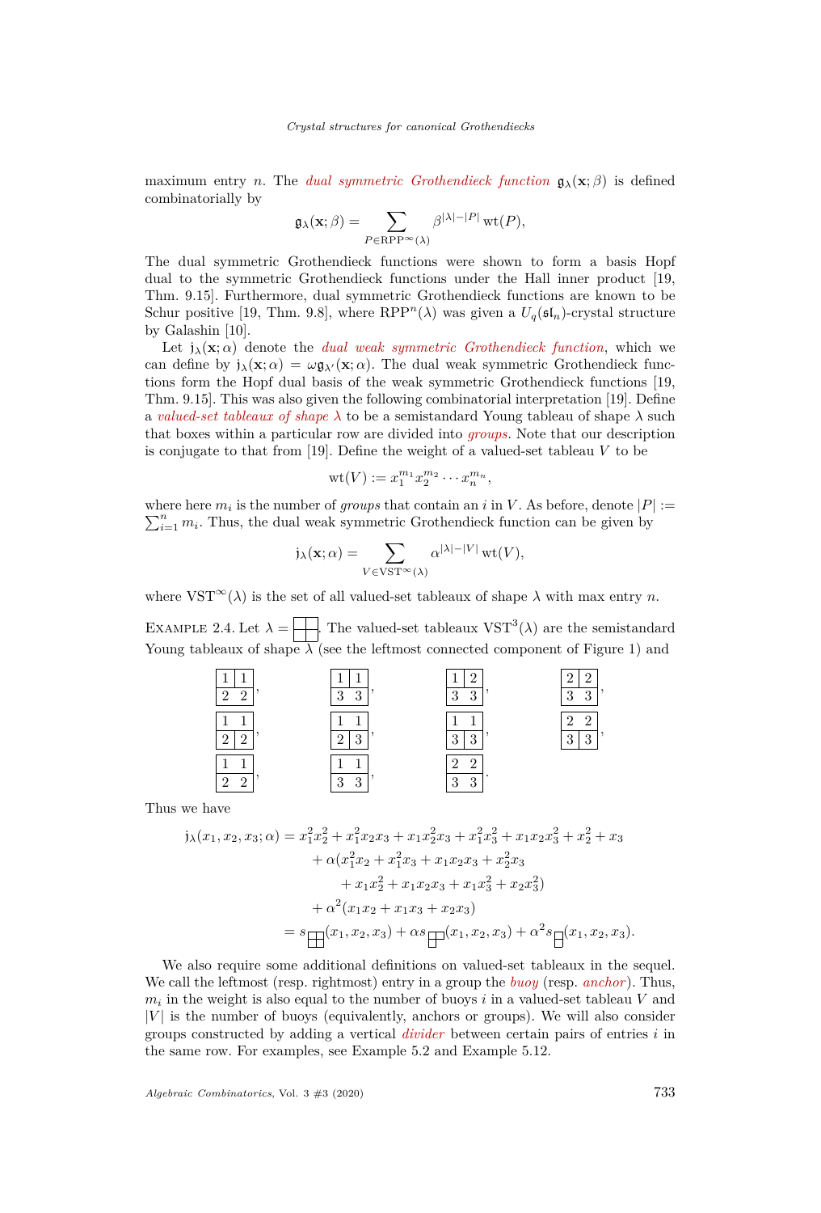maximum entry $n$. The *dual symmetric Grothendieck function* $\mathfrak{g}_\lambda(\mathbf{x};\beta)$ is defined combinatorially by

$$\mathfrak{g}_\lambda(\mathbf{x};\beta) = \sum_{P \in \mathrm{RPP}^\infty(\lambda)} \beta^{|\lambda|-|P|}\,\mathrm{wt}(P),$$

The dual symmetric Grothendieck functions were shown to form a basis Hopf dual to the symmetric Grothendieck functions under the Hall inner product [19, Thm. 9.15]. Furthermore, dual symmetric Grothendieck functions are known to be Schur positive [19, Thm. 9.8], where $\mathrm{RPP}^n(\lambda)$ was given a $U_q(\mathfrak{sl}_n)$-crystal structure by Galashin [10].

Let $\mathfrak{j}_\lambda(\mathbf{x};\alpha)$ denote the *dual weak symmetric Grothendieck function*, which we can define by $\mathfrak{j}_\lambda(\mathbf{x};\alpha) = \omega\mathfrak{g}_{\lambda'}(\mathbf{x};\alpha)$. The dual weak symmetric Grothendieck functions form the Hopf dual basis of the weak symmetric Grothendieck functions [19, Thm. 9.15]. This was also given the following combinatorial interpretation [19]. Define a *valued-set tableaux of shape $\lambda$* to be a semistandard Young tableau of shape $\lambda$ such that boxes within a particular row are divided into *groups*. Note that our description is conjugate to that from [19]. Define the weight of a valued-set tableau $V$ to be

$$\mathrm{wt}(V) := x_1^{m_1} x_2^{m_2} \cdots x_n^{m_n},$$

where here $m_i$ is the number of *groups* that contain an $i$ in $V$. As before, denote $|P| := \sum_{i=1}^n m_i$. Thus, the dual weak symmetric Grothendieck function can be given by

$$\mathfrak{j}_\lambda(\mathbf{x};\alpha) = \sum_{V \in \mathrm{VST}^\infty(\lambda)} \alpha^{|\lambda|-|V|}\,\mathrm{wt}(V),$$

where $\mathrm{VST}^\infty(\lambda)$ is the set of all valued-set tableaux of shape $\lambda$ with max entry $n$.

Example 2.4. Let $\lambda = (2,2)$. The valued-set tableaux $\mathrm{VST}^3(\lambda)$ are the semistandard Young tableaux of shape $\lambda$ (see the leftmost connected component of Figure 1) and

| Row 1 / Row 2 | | | |
|---|---|---|---|
| 1 1 / 2 2 (row 1 grouped, row 2 grouped), | 1 1 / 3 3 (row 1 grouped, row 2 grouped), | 1 2 / 3 3 (row 2 grouped), | 2 2 / 3 3 (row 1 grouped, row 2 grouped), |
| 1 1 / 2 \| 2 (row 1 grouped), | 1 1 / 2 \| 3 (row 1 grouped), | 1 1 / 3 \| 3 (row 1 grouped), | 2 2 / 3 \| 3 (row 1 grouped), |
| 1 \| 1 / 2 2 (row 2 grouped), | 1 \| 1 / 3 3 (row 2 grouped), | 2 \| 2 / 3 3 (row 2 grouped). | |

Thus we have

$$\begin{aligned}
\mathfrak{j}_\lambda(x_1,x_2,x_3;\alpha) &= x_1^2x_2^2 + x_1^2x_2x_3 + x_1x_2^2x_3 + x_1^2x_3^2 + x_1x_2x_3^2 + x_2^2 + x_3 \\
&\quad + \alpha(x_1^2x_2 + x_1^2x_3 + x_1x_2x_3 + x_2^2x_3 \\
&\qquad + x_1x_2^2 + x_1x_2x_3 + x_1x_3^2 + x_2x_3^2) \\
&\quad + \alpha^2(x_1x_2 + x_1x_3 + x_2x_3) \\
&= s_{(2,2)}(x_1,x_2,x_3) + \alpha s_{(2,1)}(x_1,x_2,x_3) + \alpha^2 s_{(1,1)}(x_1,x_2,x_3).
\end{aligned}$$

We also require some additional definitions on valued-set tableaux in the sequel. We call the leftmost (resp. rightmost) entry in a group the *buoy* (resp. *anchor*). Thus, $m_i$ in the weight is also equal to the number of buoys $i$ in a valued-set tableau $V$ and $|V|$ is the number of buoys (equivalently, anchors or groups). We will also consider groups constructed by adding a vertical *divider* between certain pairs of entries $i$ in the same row. For examples, see Example 5.2 and Example 5.12.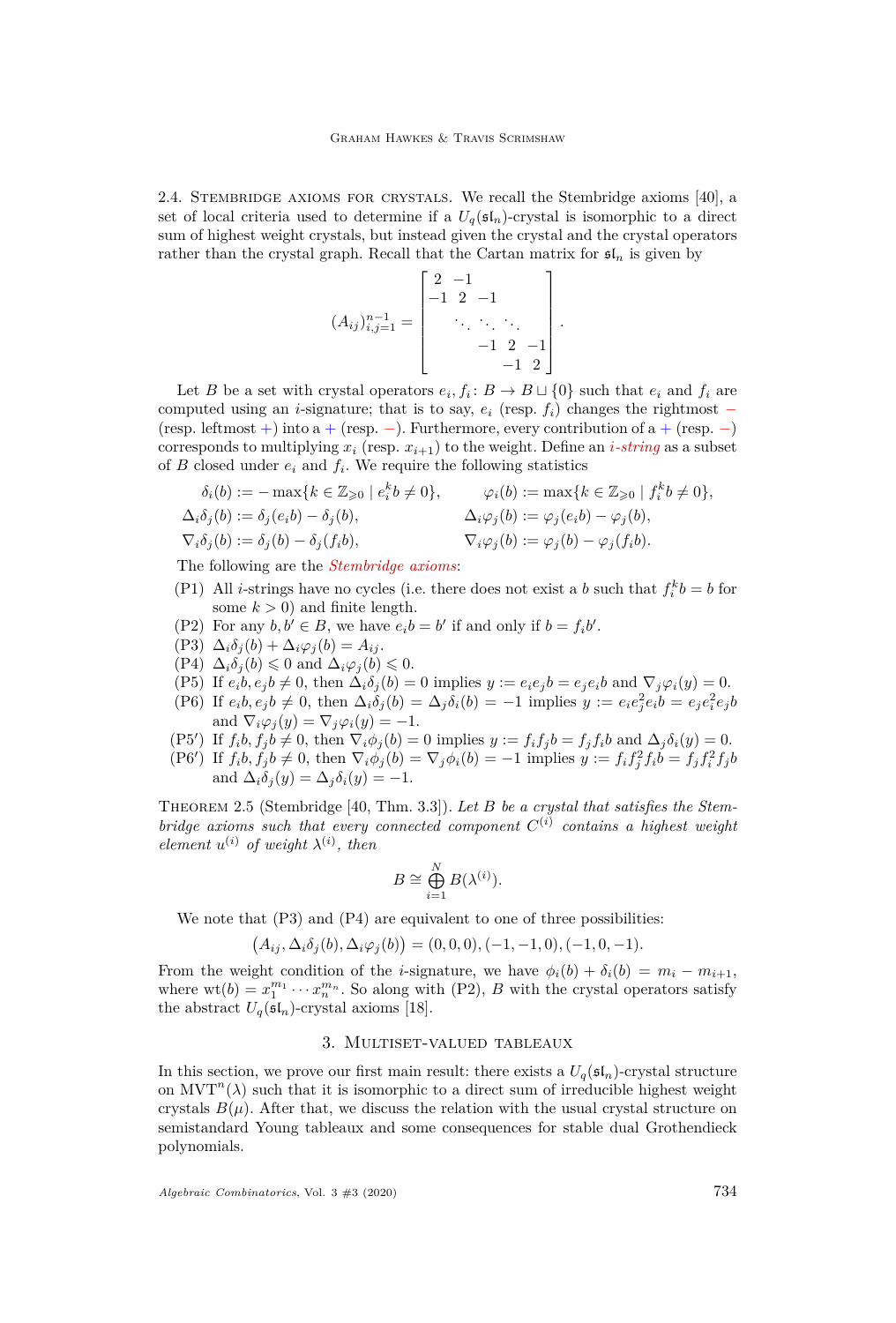2.4. Stembridge axioms for crystals. We recall the Stembridge axioms [40], a set of local criteria used to determine if a $U_q(\mathfrak{sl}_n)$-crystal is isomorphic to a direct sum of highest weight crystals, but instead given the crystal and the crystal operators rather than the crystal graph. Recall that the Cartan matrix for $\mathfrak{sl}_n$ is given by

$$(A_{ij})_{i,j=1}^{n-1} = \begin{bmatrix} 2 & -1 & & & \\ -1 & 2 & -1 & & \\ & \ddots & \ddots & \ddots & \\ & & -1 & 2 & -1 \\ & & & -1 & 2 \end{bmatrix}.$$

Let $B$ be a set with crystal operators $e_i, f_i \colon B \to B \sqcup \{0\}$ such that $e_i$ and $f_i$ are computed using an $i$-signature; that is to say, $e_i$ (resp. $f_i$) changes the rightmost $-$ (resp. leftmost $+$) into a $+$ (resp. $-$). Furthermore, every contribution of a $+$ (resp. $-$) corresponds to multiplying $x_i$ (resp. $x_{i+1}$) to the weight. Define an *$i$-string* as a subset of $B$ closed under $e_i$ and $f_i$. We require the following statistics

$$\delta_i(b) := -\max\{k \in \mathbb{Z}_{\geqslant 0} \mid e_i^k b \neq 0\}, \qquad \varphi_i(b) := \max\{k \in \mathbb{Z}_{\geqslant 0} \mid f_i^k b \neq 0\},$$
$$\Delta_i \delta_j(b) := \delta_j(e_i b) - \delta_j(b), \qquad \Delta_i \varphi_j(b) := \varphi_j(e_i b) - \varphi_j(b),$$
$$\nabla_i \delta_j(b) := \delta_j(b) - \delta_j(f_i b), \qquad \nabla_i \varphi_j(b) := \varphi_j(b) - \varphi_j(f_i b).$$

The following are the *Stembridge axioms*:

- (P1) All $i$-strings have no cycles (i.e. there does not exist a $b$ such that $f_i^k b = b$ for some $k > 0$) and finite length.
- (P2) For any $b, b' \in B$, we have $e_i b = b'$ if and only if $b = f_i b'$.
- (P3) $\Delta_i \delta_j(b) + \Delta_i \varphi_j(b) = A_{ij}$.
- (P4) $\Delta_i \delta_j(b) \leqslant 0$ and $\Delta_i \varphi_j(b) \leqslant 0$.
- (P5) If $e_i b, e_j b \neq 0$, then $\Delta_i \delta_j(b) = 0$ implies $y := e_i e_j b = e_j e_i b$ and $\nabla_j \varphi_i(y) = 0$.
- (P6) If $e_i b, e_j b \neq 0$, then $\Delta_i \delta_j(b) = \Delta_j \delta_i(b) = -1$ implies $y := e_i e_j^2 e_i b = e_j e_i^2 e_j b$ and $\nabla_i \varphi_j(y) = \nabla_j \varphi_i(y) = -1$.
- (P5′) If $f_i b, f_j b \neq 0$, then $\nabla_i \phi_j(b) = 0$ implies $y := f_i f_j b = f_j f_i b$ and $\Delta_j \delta_i(y) = 0$.
- (P6′) If $f_i b, f_j b \neq 0$, then $\nabla_i \phi_j(b) = \nabla_j \phi_i(b) = -1$ implies $y := f_i f_j^2 f_i b = f_j f_i^2 f_j b$ and $\Delta_i \delta_j(y) = \Delta_j \delta_i(y) = -1$.

Theorem 2.5 (Stembridge [40, Thm. 3.3]). *Let $B$ be a crystal that satisfies the Stembridge axioms such that every connected component $C^{(i)}$ contains a highest weight element $u^{(i)}$ of weight $\lambda^{(i)}$, then*

$$B \cong \bigoplus_{i=1}^{N} B(\lambda^{(i)}).$$

We note that (P3) and (P4) are equivalent to one of three possibilities:

$$\bigl(A_{ij}, \Delta_i \delta_j(b), \Delta_i \varphi_j(b)\bigr) = (0,0,0), (-1,-1,0), (-1,0,-1).$$

From the weight condition of the $i$-signature, we have $\phi_i(b) + \delta_i(b) = m_i - m_{i+1}$, where $\mathrm{wt}(b) = x_1^{m_1} \cdots x_n^{m_n}$. So along with (P2), $B$ with the crystal operators satisfy the abstract $U_q(\mathfrak{sl}_n)$-crystal axioms [18].

# 3. Multiset-valued tableaux

In this section, we prove our first main result: there exists a $U_q(\mathfrak{sl}_n)$-crystal structure on $\mathrm{MVT}^n(\lambda)$ such that it is isomorphic to a direct sum of irreducible highest weight crystals $B(\mu)$. After that, we discuss the relation with the usual crystal structure on semistandard Young tableaux and some consequences for stable dual Grothendieck polynomials.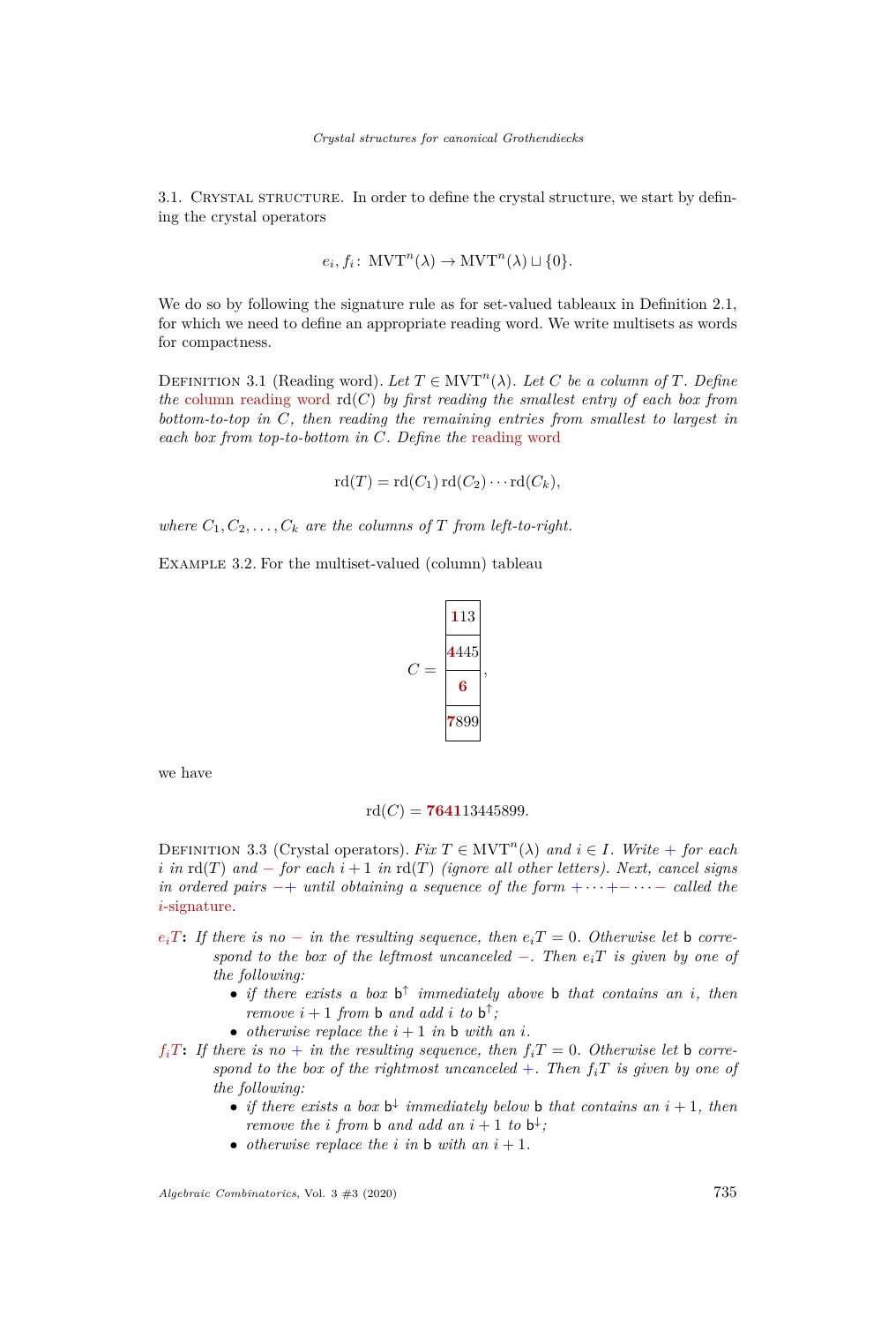3.1. Crystal structure. In order to define the crystal structure, we start by defining the crystal operators

$$e_i, f_i \colon \mathrm{MVT}^n(\lambda) \to \mathrm{MVT}^n(\lambda) \sqcup \{0\}.$$

We do so by following the signature rule as for set-valued tableaux in Definition 2.1, for which we need to define an appropriate reading word. We write multisets as words for compactness.

Definition 3.1 (Reading word). *Let $T \in \mathrm{MVT}^n(\lambda)$. Let $C$ be a column of $T$. Define the column reading word $\mathrm{rd}(C)$ by first reading the smallest entry of each box from bottom-to-top in $C$, then reading the remaining entries from smallest to largest in each box from top-to-bottom in $C$. Define the reading word*

$$\mathrm{rd}(T) = \mathrm{rd}(C_1)\,\mathrm{rd}(C_2) \cdots \mathrm{rd}(C_k),$$

*where $C_1, C_2, \ldots, C_k$ are the columns of $T$ from left-to-right.*

Example 3.2. For the multiset-valued (column) tableau

$$C = \begin{array}{|c|} \hline \mathbf{1}13 \\ \hline \mathbf{4}445 \\ \hline \mathbf{6} \\ \hline \mathbf{7}899 \\ \hline \end{array},$$

we have

$$\mathrm{rd}(C) = \mathbf{7641}13445899.$$

Definition 3.3 (Crystal operators). *Fix $T \in \mathrm{MVT}^n(\lambda)$ and $i \in I$. Write $+$ for each $i$ in $\mathrm{rd}(T)$ and $-$ for each $i+1$ in $\mathrm{rd}(T)$ (ignore all other letters). Next, cancel signs in ordered pairs $-+$ until obtaining a sequence of the form $+\cdots+-\cdots-$ called the $i$-signature.*

**$e_iT$:** *If there is no $-$ in the resulting sequence, then $e_iT = 0$. Otherwise let $\mathsf{b}$ correspond to the box of the leftmost uncanceled $-$. Then $e_iT$ is given by one of the following:*
- *if there exists a box $\mathsf{b}^{\uparrow}$ immediately above $\mathsf{b}$ that contains an $i$, then remove $i+1$ from $\mathsf{b}$ and add $i$ to $\mathsf{b}^{\uparrow}$;*
- *otherwise replace the $i+1$ in $\mathsf{b}$ with an $i$.*

**$f_iT$:** *If there is no $+$ in the resulting sequence, then $f_iT = 0$. Otherwise let $\mathsf{b}$ correspond to the box of the rightmost uncanceled $+$. Then $f_iT$ is given by one of the following:*
- *if there exists a box $\mathsf{b}^{\downarrow}$ immediately below $\mathsf{b}$ that contains an $i+1$, then remove the $i$ from $\mathsf{b}$ and add an $i+1$ to $\mathsf{b}^{\downarrow}$;*
- *otherwise replace the $i$ in $\mathsf{b}$ with an $i+1$.*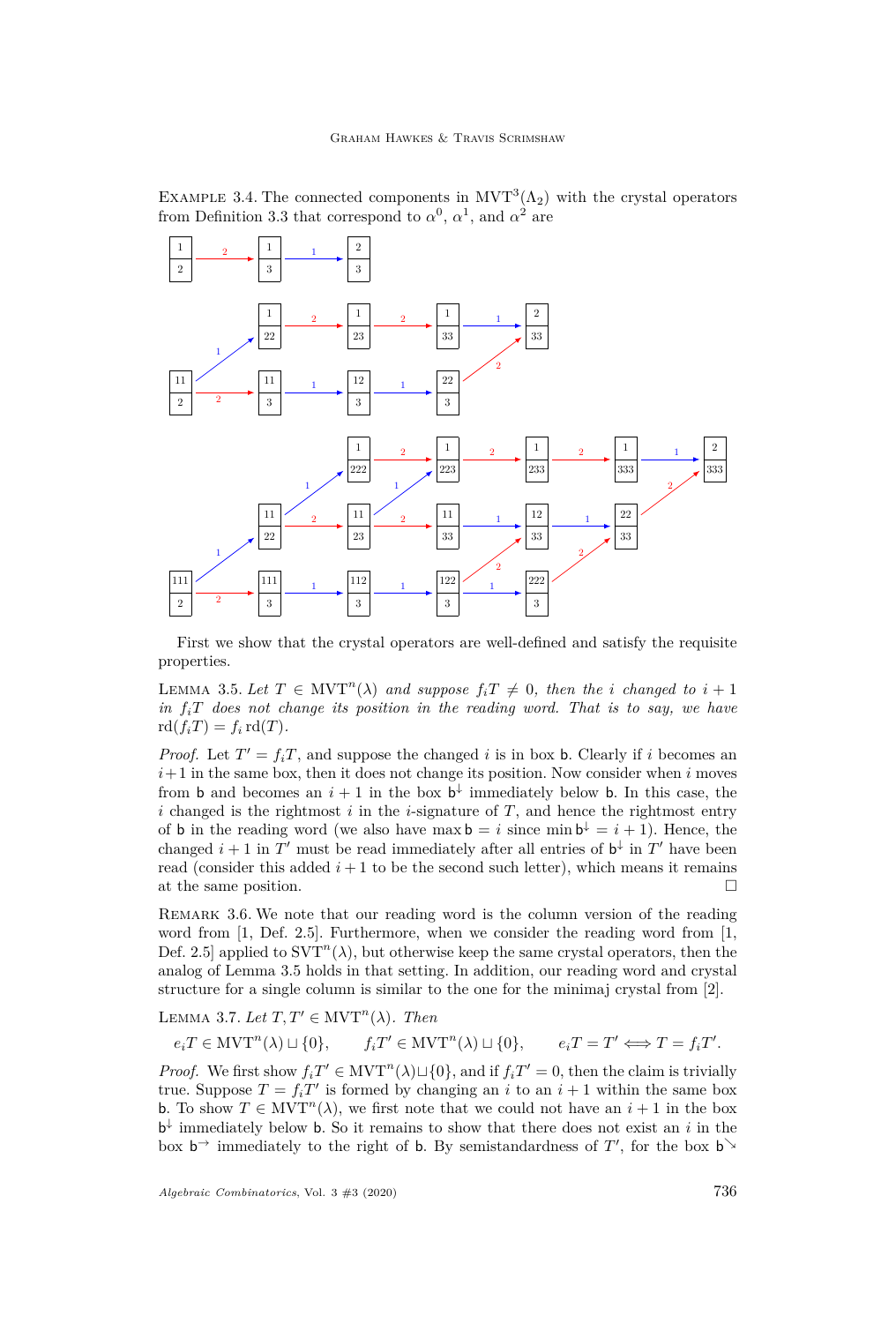EXAMPLE 3.4. The connected components in $\mathrm{MVT}^3(\Lambda_2)$ with the crystal operators from Definition 3.3 that correspond to $\alpha^0$, $\alpha^1$, and $\alpha^2$ are

First we show that the crystal operators are well-defined and satisfy the requisite properties.

LEMMA 3.5. *Let $T \in \mathrm{MVT}^n(\lambda)$ and suppose $f_i T \neq 0$, then the $i$ changed to $i+1$ in $f_i T$ does not change its position in the reading word. That is to say, we have $\mathrm{rd}(f_i T) = f_i \,\mathrm{rd}(T)$.*

*Proof.* Let $T' = f_i T$, and suppose the changed $i$ is in box $\mathsf{b}$. Clearly if $i$ becomes an $i+1$ in the same box, then it does not change its position. Now consider when $i$ moves from $\mathsf{b}$ and becomes an $i+1$ in the box $\mathsf{b}^{\downarrow}$ immediately below $\mathsf{b}$. In this case, the $i$ changed is the rightmost $i$ in the $i$-signature of $T$, and hence the rightmost entry of $\mathsf{b}$ in the reading word (we also have $\max \mathsf{b} = i$ since $\min \mathsf{b}^{\downarrow} = i+1$). Hence, the changed $i+1$ in $T'$ must be read immediately after all entries of $\mathsf{b}^{\downarrow}$ in $T'$ have been read (consider this added $i+1$ to be the second such letter), which means it remains at the same position. □

REMARK 3.6. We note that our reading word is the column version of the reading word from [1, Def. 2.5]. Furthermore, when we consider the reading word from [1, Def. 2.5] applied to $\mathrm{SVT}^n(\lambda)$, but otherwise keep the same crystal operators, then the analog of Lemma 3.5 holds in that setting. In addition, our reading word and crystal structure for a single column is similar to the one for the minimaj crystal from [2].

LEMMA 3.7. *Let $T, T' \in \mathrm{MVT}^n(\lambda)$. Then*

$$e_i T \in \mathrm{MVT}^n(\lambda) \sqcup \{0\}, \qquad f_i T' \in \mathrm{MVT}^n(\lambda) \sqcup \{0\}, \qquad e_i T = T' \Longleftrightarrow T = f_i T'.$$

*Proof.* We first show $f_i T' \in \mathrm{MVT}^n(\lambda) \sqcup \{0\}$, and if $f_i T' = 0$, then the claim is trivially true. Suppose $T = f_i T'$ is formed by changing an $i$ to an $i+1$ within the same box $\mathsf{b}$. To show $T \in \mathrm{MVT}^n(\lambda)$, we first note that we could not have an $i+1$ in the box $\mathsf{b}^{\downarrow}$ immediately below $\mathsf{b}$. So it remains to show that there does not exist an $i$ in the box $\mathsf{b}^{\rightarrow}$ immediately to the right of $\mathsf{b}$. By semistandardness of $T'$, for the box $\mathsf{b}^{\searrow}$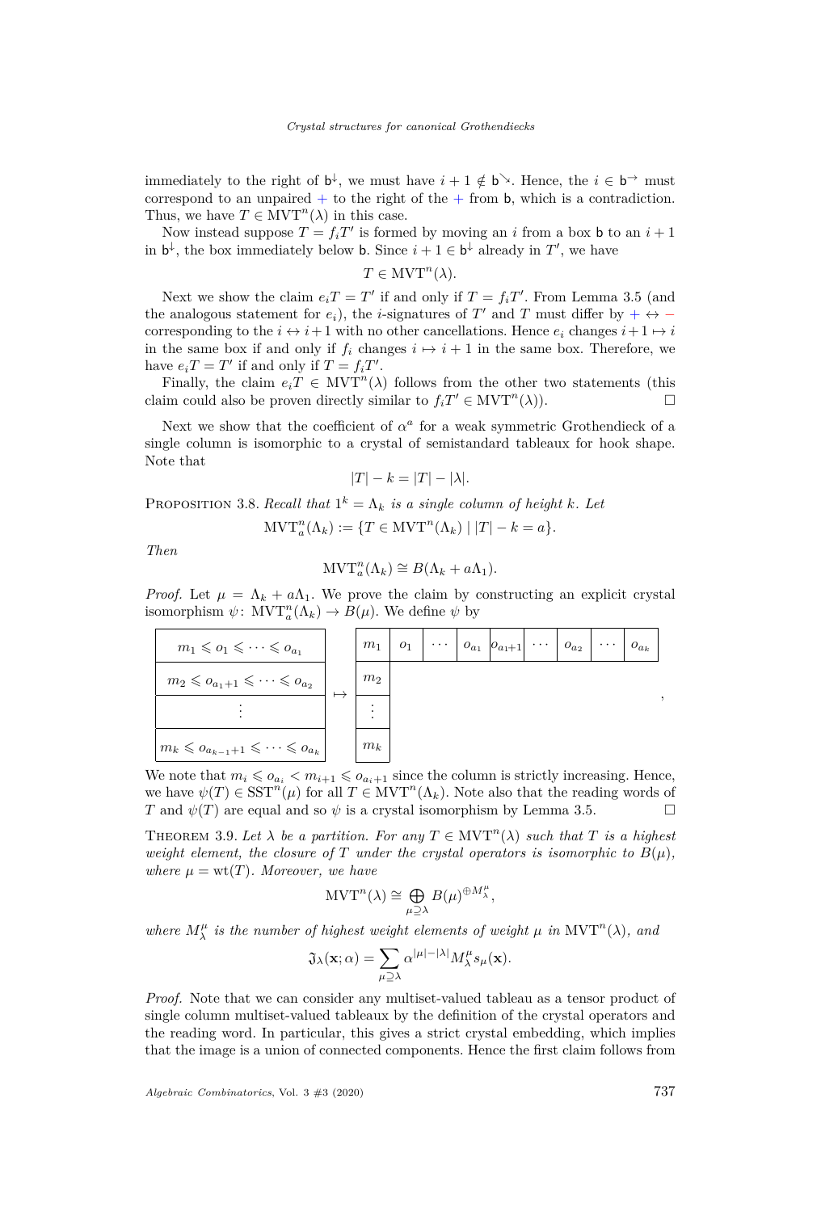immediately to the right of $\mathsf{b}^{\downarrow}$, we must have $i+1 \notin \mathsf{b}^{\searrow}$. Hence, the $i \in \mathsf{b}^{\rightarrow}$ must correspond to an unpaired $+$ to the right of the $+$ from $\mathsf{b}$, which is a contradiction. Thus, we have $T \in \mathrm{MVT}^n(\lambda)$ in this case.

Now instead suppose $T = f_i T'$ is formed by moving an $i$ from a box $\mathsf{b}$ to an $i+1$ in $\mathsf{b}^{\downarrow}$, the box immediately below $\mathsf{b}$. Since $i+1 \in \mathsf{b}^{\downarrow}$ already in $T'$, we have

$$T \in \mathrm{MVT}^n(\lambda).$$

Next we show the claim $e_i T = T'$ if and only if $T = f_i T'$. From Lemma 3.5 (and the analogous statement for $e_i$), the $i$-signatures of $T'$ and $T$ must differ by $+ \leftrightarrow -$ corresponding to the $i \leftrightarrow i+1$ with no other cancellations. Hence $e_i$ changes $i+1 \mapsto i$ in the same box if and only if $f_i$ changes $i \mapsto i+1$ in the same box. Therefore, we have $e_i T = T'$ if and only if $T = f_i T'$.

Finally, the claim $e_i T \in \mathrm{MVT}^n(\lambda)$ follows from the other two statements (this claim could also be proven directly similar to $f_i T' \in \mathrm{MVT}^n(\lambda)$). $\square$

Next we show that the coefficient of $\alpha^a$ for a weak symmetric Grothendieck of a single column is isomorphic to a crystal of semistandard tableaux for hook shape. Note that

$$|T| - k = |T| - |\lambda|.$$

Proposition 3.8. *Recall that $1^k = \Lambda_k$ is a single column of height $k$. Let*

$$\mathrm{MVT}^n_a(\Lambda_k) := \{T \in \mathrm{MVT}^n(\Lambda_k) \mid |T| - k = a\}.$$

*Then*

$$\mathrm{MVT}^n_a(\Lambda_k) \cong B(\Lambda_k + a\Lambda_1).$$

*Proof.* Let $\mu = \Lambda_k + a\Lambda_1$. We prove the claim by constructing an explicit crystal isomorphism $\psi\colon \mathrm{MVT}^n_a(\Lambda_k) \to B(\mu)$. We define $\psi$ by

$$\begin{array}{|c|}\hline m_1 \leqslant o_1 \leqslant \cdots \leqslant o_{a_1} \\ \hline m_2 \leqslant o_{a_1+1} \leqslant \cdots \leqslant o_{a_2} \\ \hline \vdots \\ \hline m_k \leqslant o_{a_{k-1}+1} \leqslant \cdots \leqslant o_{a_k} \\ \hline \end{array} \mapsto \begin{array}{|c|c|c|c|c|c|c|c|c|}\hline m_1 & o_1 & \cdots & o_{a_1} & o_{a_1+1} & \cdots & o_{a_2} & \cdots & o_{a_k} \\ \hline m_2 \\ \cline{1-1} \vdots \\ \cline{1-1} m_k \\ \cline{1-1} \end{array},$$

We note that $m_i \leqslant o_{a_i} < m_{i+1} \leqslant o_{a_i+1}$ since the column is strictly increasing. Hence, we have $\psi(T) \in \mathrm{SST}^n(\mu)$ for all $T \in \mathrm{MVT}^n(\Lambda_k)$. Note also that the reading words of $T$ and $\psi(T)$ are equal and so $\psi$ is a crystal isomorphism by Lemma 3.5. $\square$

Theorem 3.9. *Let $\lambda$ be a partition. For any $T \in \mathrm{MVT}^n(\lambda)$ such that $T$ is a highest weight element, the closure of $T$ under the crystal operators is isomorphic to $B(\mu)$, where $\mu = \mathrm{wt}(T)$. Moreover, we have*

$$\mathrm{MVT}^n(\lambda) \cong \bigoplus_{\mu \supseteq \lambda} B(\mu)^{\oplus M^\mu_\lambda},$$

*where $M^\mu_\lambda$ is the number of highest weight elements of weight $\mu$ in $\mathrm{MVT}^n(\lambda)$, and*

$$\mathfrak{J}_\lambda(\mathbf{x};\alpha) = \sum_{\mu \supseteq \lambda} \alpha^{|\mu|-|\lambda|} M^\mu_\lambda s_\mu(\mathbf{x}).$$

*Proof.* Note that we can consider any multiset-valued tableau as a tensor product of single column multiset-valued tableaux by the definition of the crystal operators and the reading word. In particular, this gives a strict crystal embedding, which implies that the image is a union of connected components. Hence the first claim follows from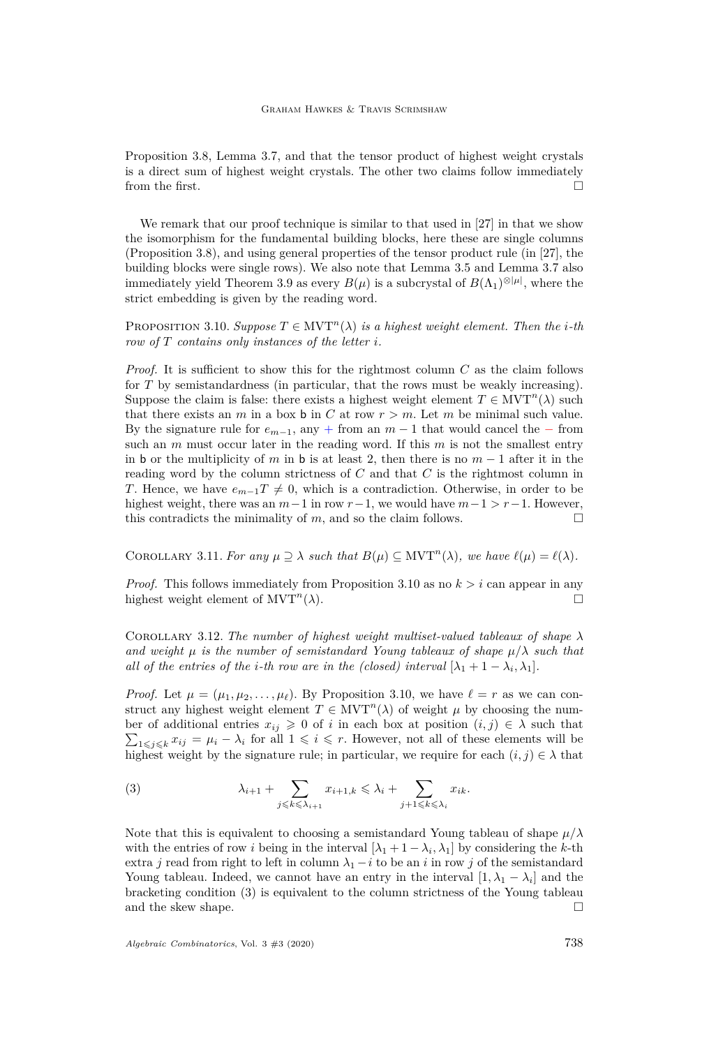Proposition 3.8, Lemma 3.7, and that the tensor product of highest weight crystals is a direct sum of highest weight crystals. The other two claims follow immediately from the first. □

We remark that our proof technique is similar to that used in [27] in that we show the isomorphism for the fundamental building blocks, here these are single columns (Proposition 3.8), and using general properties of the tensor product rule (in [27], the building blocks were single rows). We also note that Lemma 3.5 and Lemma 3.7 also immediately yield Theorem 3.9 as every $B(\mu)$ is a subcrystal of $B(\Lambda_1)^{\otimes|\mu|}$, where the strict embedding is given by the reading word.

Proposition 3.10. *Suppose $T \in \mathrm{MVT}^n(\lambda)$ is a highest weight element. Then the $i$-th row of $T$ contains only instances of the letter $i$.*

*Proof.* It is sufficient to show this for the rightmost column $C$ as the claim follows for $T$ by semistandardness (in particular, that the rows must be weakly increasing). Suppose the claim is false: there exists a highest weight element $T \in \mathrm{MVT}^n(\lambda)$ such that there exists an $m$ in a box $\mathsf{b}$ in $C$ at row $r > m$. Let $m$ be minimal such value. By the signature rule for $e_{m-1}$, any $+$ from an $m-1$ that would cancel the $-$ from such an $m$ must occur later in the reading word. If this $m$ is not the smallest entry in $\mathsf{b}$ or the multiplicity of $m$ in $\mathsf{b}$ is at least 2, then there is no $m-1$ after it in the reading word by the column strictness of $C$ and that $C$ is the rightmost column in $T$. Hence, we have $e_{m-1}T \neq 0$, which is a contradiction. Otherwise, in order to be highest weight, there was an $m-1$ in row $r-1$, we would have $m-1 > r-1$. However, this contradicts the minimality of $m$, and so the claim follows. □

Corollary 3.11. *For any $\mu \supseteq \lambda$ such that $B(\mu) \subseteq \mathrm{MVT}^n(\lambda)$, we have $\ell(\mu) = \ell(\lambda)$.*

*Proof.* This follows immediately from Proposition 3.10 as no $k > i$ can appear in any highest weight element of $\mathrm{MVT}^n(\lambda)$. □

Corollary 3.12. *The number of highest weight multiset-valued tableaux of shape $\lambda$ and weight $\mu$ is the number of semistandard Young tableaux of shape $\mu/\lambda$ such that all of the entries of the $i$-th row are in the (closed) interval $[\lambda_1 + 1 - \lambda_i, \lambda_1]$.*

*Proof.* Let $\mu = (\mu_1, \mu_2, \dots, \mu_\ell)$. By Proposition 3.10, we have $\ell = r$ as we can construct any highest weight element $T \in \mathrm{MVT}^n(\lambda)$ of weight $\mu$ by choosing the number of additional entries $x_{ij} \geqslant 0$ of $i$ in each box at position $(i,j) \in \lambda$ such that $\sum_{1 \leqslant j \leqslant k} x_{ij} = \mu_i - \lambda_i$ for all $1 \leqslant i \leqslant r$. However, not all of these elements will be highest weight by the signature rule; in particular, we require for each $(i,j) \in \lambda$ that

$$\lambda_{i+1} + \sum_{j \leqslant k \leqslant \lambda_{i+1}} x_{i+1,k} \leqslant \lambda_i + \sum_{j+1 \leqslant k \leqslant \lambda_i} x_{ik}. \tag{3}$$

Note that this is equivalent to choosing a semistandard Young tableau of shape $\mu/\lambda$ with the entries of row $i$ being in the interval $[\lambda_1 + 1 - \lambda_i, \lambda_1]$ by considering the $k$-th extra $j$ read from right to left in column $\lambda_1 - i$ to be an $i$ in row $j$ of the semistandard Young tableau. Indeed, we cannot have an entry in the interval $[1, \lambda_1 - \lambda_i]$ and the bracketing condition (3) is equivalent to the column strictness of the Young tableau and the skew shape. □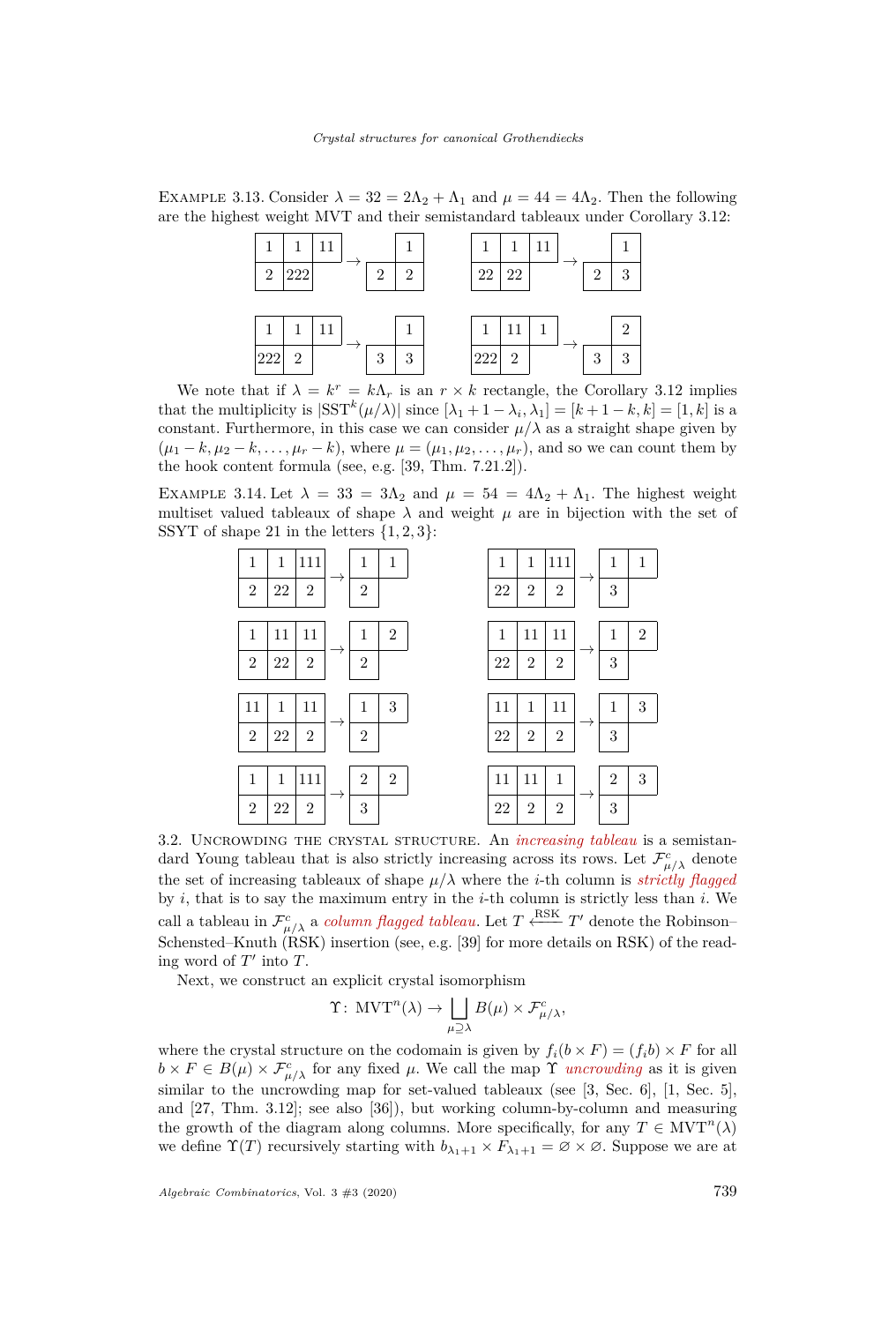EXAMPLE 3.13. Consider $\lambda = 32 = 2\Lambda_2 + \Lambda_1$ and $\mu = 44 = 4\Lambda_2$. Then the following are the highest weight MVT and their semistandard tableaux under Corollary 3.12:

| 1 | 1 | 11 |
|---|---|---|
| 2 | 222 | |

$\rightarrow$

| | 1 |
|---|---|
| 2 | 2 |

| 1 | 1 | 11 |
|---|---|---|
| 22 | 22 | |

$\rightarrow$

| | 1 |
|---|---|
| 2 | 3 |

| 1 | 1 | 11 |
|---|---|---|
| 222 | 2 | |

$\rightarrow$

| | 1 |
|---|---|
| 3 | 3 |

| 1 | 11 | 1 |
|---|---|---|
| 222 | 2 | |

$\rightarrow$

| | 2 |
|---|---|
| 3 | 3 |

We note that if $\lambda = k^r = k\Lambda_r$ is an $r \times k$ rectangle, the Corollary 3.12 implies that the multiplicity is $|\mathrm{SST}^k(\mu/\lambda)|$ since $[\lambda_1 + 1 - \lambda_i, \lambda_1] = [k+1-k, k] = [1, k]$ is a constant. Furthermore, in this case we can consider $\mu/\lambda$ as a straight shape given by $(\mu_1 - k, \mu_2 - k, \ldots, \mu_r - k)$, where $\mu = (\mu_1, \mu_2, \ldots, \mu_r)$, and so we can count them by the hook content formula (see, e.g. [39, Thm. 7.21.2]).

EXAMPLE 3.14. Let $\lambda = 33 = 3\Lambda_2$ and $\mu = 54 = 4\Lambda_2 + \Lambda_1$. The highest weight multiset valued tableaux of shape $\lambda$ and weight $\mu$ are in bijection with the set of SSYT of shape 21 in the letters $\{1, 2, 3\}$:

| 1 | 1 | 111 |
|---|---|---|
| 2 | 22 | 2 |

$\rightarrow$

| 1 | 1 |
|---|---|
| 2 | |

| 1 | 1 | 111 |
|---|---|---|
| 22 | 2 | 2 |

$\rightarrow$

| 1 | 1 |
|---|---|
| 3 | |

| 1 | 11 | 11 |
|---|---|---|
| 2 | 22 | 2 |

$\rightarrow$

| 1 | 2 |
|---|---|
| 2 | |

| 1 | 11 | 11 |
|---|---|---|
| 22 | 2 | 2 |

$\rightarrow$

| 1 | 2 |
|---|---|
| 3 | |

| 11 | 1 | 11 |
|---|---|---|
| 2 | 22 | 2 |

$\rightarrow$

| 1 | 3 |
|---|---|
| 2 | |

| 11 | 1 | 11 |
|---|---|---|
| 22 | 2 | 2 |

$\rightarrow$

| 1 | 3 |
|---|---|
| 3 | |

| 1 | 1 | 111 |
|---|---|---|
| 2 | 22 | 2 |

$\rightarrow$

| 2 | 2 |
|---|---|
| 3 | |

| 11 | 11 | 1 |
|---|---|---|
| 22 | 2 | 2 |

$\rightarrow$

| 2 | 3 |
|---|---|
| 3 | |

## 3.2. Uncrowding the crystal structure.

An *increasing tableau* is a semistandard Young tableau that is also strictly increasing across its rows. Let $\mathcal{F}^c_{\mu/\lambda}$ denote the set of increasing tableaux of shape $\mu/\lambda$ where the $i$-th column is *strictly flagged* by $i$, that is to say the maximum entry in the $i$-th column is strictly less than $i$. We call a tableau in $\mathcal{F}^c_{\mu/\lambda}$ a *column flagged tableau*. Let $T \xleftarrow{\mathrm{RSK}} T'$ denote the Robinson–Schensted–Knuth (RSK) insertion (see, e.g. [39] for more details on RSK) of the reading word of $T'$ into $T$.

Next, we construct an explicit crystal isomorphism

$$\Upsilon \colon \mathrm{MVT}^n(\lambda) \to \bigsqcup_{\mu \supseteq \lambda} B(\mu) \times \mathcal{F}^c_{\mu/\lambda},$$

where the crystal structure on the codomain is given by $f_i(b \times F) = (f_i b) \times F$ for all $b \times F \in B(\mu) \times \mathcal{F}^c_{\mu/\lambda}$ for any fixed $\mu$. We call the map $\Upsilon$ *uncrowding* as it is given similar to the uncrowding map for set-valued tableaux (see [3, Sec. 6], [1, Sec. 5], and [27, Thm. 3.12]; see also [36]), but working column-by-column and measuring the growth of the diagram along columns. More specifically, for any $T \in \mathrm{MVT}^n(\lambda)$ we define $\Upsilon(T)$ recursively starting with $b_{\lambda_1+1} \times F_{\lambda_1+1} = \varnothing \times \varnothing$. Suppose we are at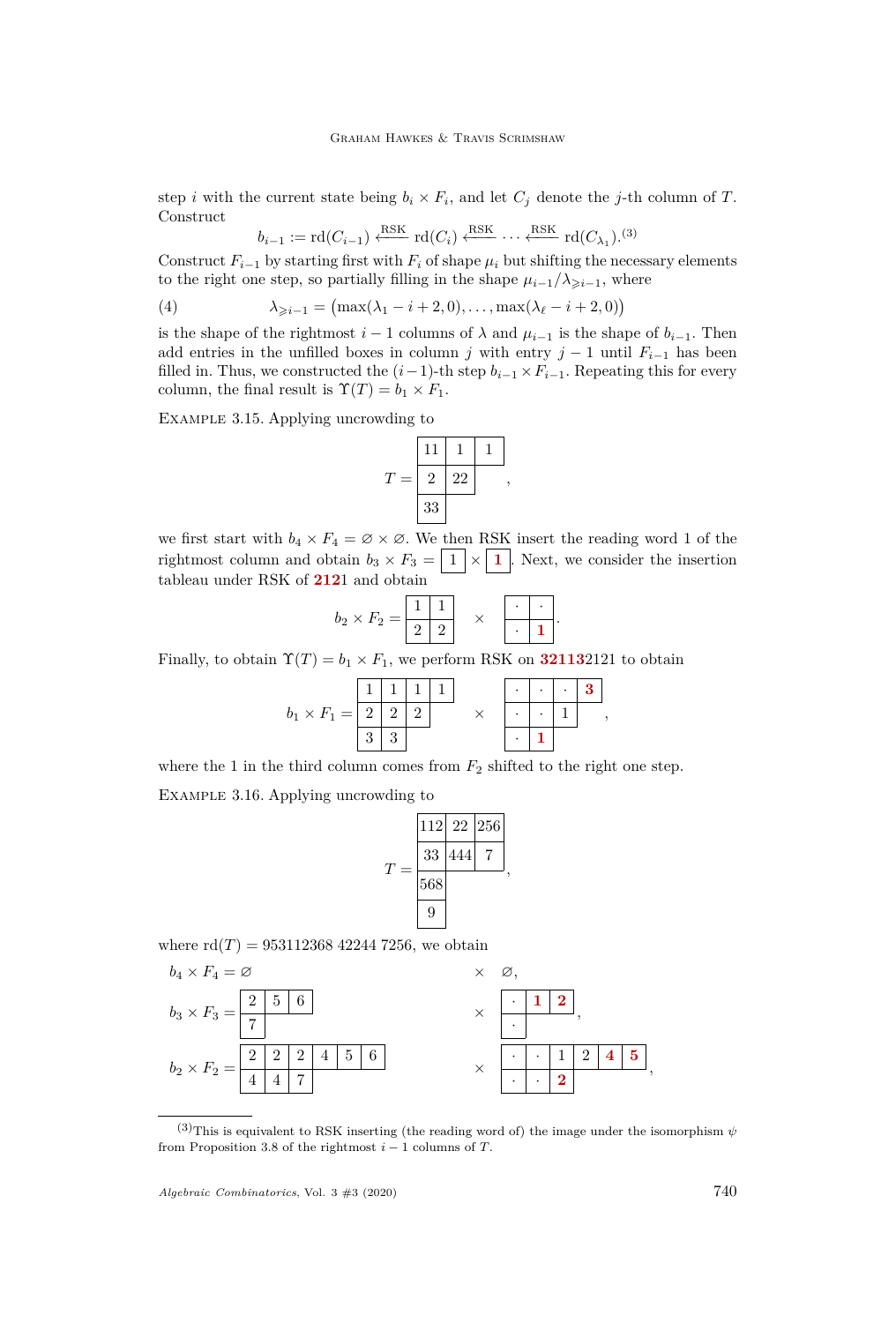step $i$ with the current state being $b_i \times F_i$, and let $C_j$ denote the $j$-th column of $T$. Construct

$$b_{i-1} := \mathrm{rd}(C_{i-1}) \xleftarrow{\mathrm{RSK}} \mathrm{rd}(C_i) \xleftarrow{\mathrm{RSK}} \cdots \xleftarrow{\mathrm{RSK}} \mathrm{rd}(C_{\lambda_1}).^{(3)}$$

Construct $F_{i-1}$ by starting first with $F_i$ of shape $\mu_i$ but shifting the necessary elements to the right one step, so partially filling in the shape $\mu_{i-1}/\lambda_{\geqslant i-1}$, where

$$\lambda_{\geqslant i-1} = \big(\max(\lambda_1 - i + 2, 0), \dots, \max(\lambda_\ell - i + 2, 0)\big) \tag{4}$$

is the shape of the rightmost $i-1$ columns of $\lambda$ and $\mu_{i-1}$ is the shape of $b_{i-1}$. Then add entries in the unfilled boxes in column $j$ with entry $j-1$ until $F_{i-1}$ has been filled in. Thus, we constructed the $(i-1)$-th step $b_{i-1} \times F_{i-1}$. Repeating this for every column, the final result is $\Upsilon(T) = b_1 \times F_1$.

Example 3.15. Applying uncrowding to

$$T = \begin{array}{|c|c|c|} \hline 11 & 1 & 1 \\ \hline 2 & 22 & \\ \cline{1-2} 33 & & \\ \cline{1-1} \end{array},$$

we first start with $b_4 \times F_4 = \varnothing \times \varnothing$. We then RSK insert the reading word 1 of the rightmost column and obtain $b_3 \times F_3 = \boxed{1} \times \boxed{\mathbf{1}}$. Next, we consider the insertion tableau under RSK of **212**1 and obtain

$$b_2 \times F_2 = \begin{array}{|c|c|} \hline 1 & 1 \\ \hline 2 & 2 \\ \hline \end{array} \quad \times \quad \begin{array}{|c|c|} \hline \cdot & \cdot \\ \hline \cdot & \mathbf{1} \\ \hline \end{array}.$$

Finally, to obtain $\Upsilon(T) = b_1 \times F_1$, we perform RSK on **32113**2121 to obtain

$$b_1 \times F_1 = \begin{array}{|c|c|c|c|} \hline 1 & 1 & 1 & 1 \\ \hline 2 & 2 & 2 & \\ \cline{1-3} 3 & 3 & & \\ \cline{1-2} \end{array} \quad \times \quad \begin{array}{|c|c|c|c|} \hline \cdot & \cdot & \cdot & \mathbf{3} \\ \hline \cdot & \cdot & 1 & \\ \cline{1-3} \cdot & \mathbf{1} & & \\ \cline{1-2} \end{array},$$

where the 1 in the third column comes from $F_2$ shifted to the right one step.

Example 3.16. Applying uncrowding to

$$T = \begin{array}{|c|c|c|} \hline 112 & 22 & 256 \\ \hline 33 & 444 & 7 \\ \hline 568 & & \\ \cline{1-1} 9 & & \\ \cline{1-1} \end{array},$$

where $\mathrm{rd}(T) = 953112368\ 42244\ 7256$, we obtain

$$b_4 \times F_4 = \varnothing \qquad \times \quad \varnothing,$$

$$b_3 \times F_3 = \begin{array}{|c|c|c|} \hline 2 & 5 & 6 \\ \hline 7 & & \\ \cline{1-1} \end{array} \quad \times \quad \begin{array}{|c|c|c|} \hline \cdot & \mathbf{1} & \mathbf{2} \\ \hline \cdot & & \\ \cline{1-1} \end{array},$$

$$b_2 \times F_2 = \begin{array}{|c|c|c|c|c|c|} \hline 2 & 2 & 2 & 4 & 5 & 6 \\ \hline 4 & 4 & 7 & & & \\ \cline{1-3} \end{array} \quad \times \quad \begin{array}{|c|c|c|c|c|c|} \hline \cdot & \cdot & 1 & 2 & \mathbf{4} & \mathbf{5} \\ \hline \cdot & \cdot & \mathbf{2} & & & \\ \cline{1-3} \end{array},$$

---

(3) This is equivalent to RSK inserting (the reading word of) the image under the isomorphism $\psi$ from Proposition 3.8 of the rightmost $i-1$ columns of $T$.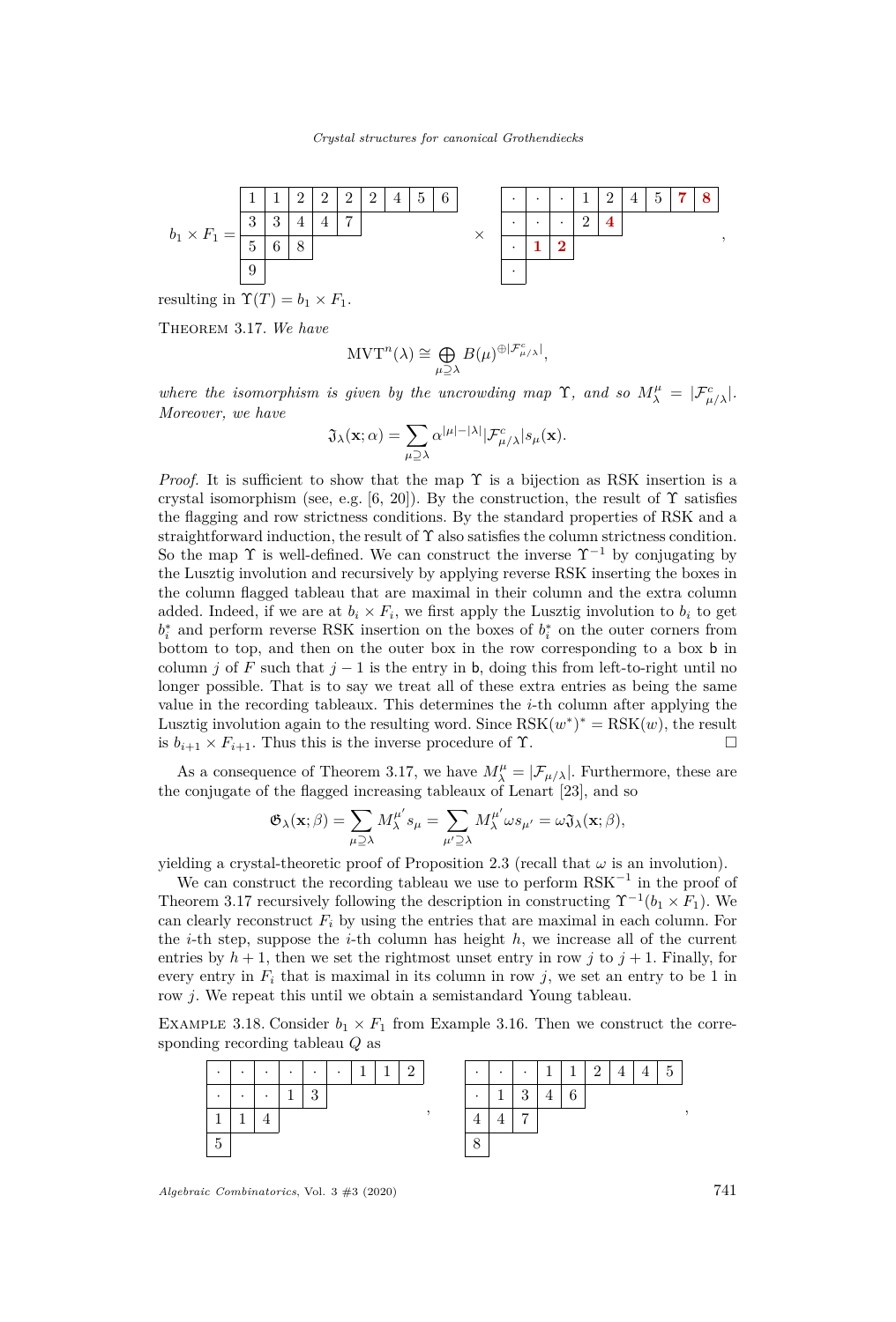$$b_1 \times F_1 = \begin{array}{|c|c|c|c|c|c|c|c|c|}\hline 1&1&2&2&2&2&4&5&6\\\hline 3&3&4&4&7\\\cline{1-5} 5&6&8\\\cline{1-3} 9\\\cline{1-1}\end{array} \quad \times \quad \begin{array}{|c|c|c|c|c|c|c|c|c|}\hline \cdot&\cdot&\cdot&1&2&4&5&\mathbf{7}&\mathbf{8}\\\hline \cdot&\cdot&\cdot&2&\mathbf{4}\\\cline{1-5} \cdot&\mathbf{1}&\mathbf{2}\\\cline{1-3} \cdot\\\cline{1-1}\end{array},$$

resulting in $\Upsilon(T) = b_1 \times F_1$.

Theorem 3.17. *We have*

$$\mathrm{MVT}^n(\lambda) \cong \bigoplus_{\mu \supseteq \lambda} B(\mu)^{\oplus |\mathcal{F}^c_{\mu/\lambda}|},$$

*where the isomorphism is given by the uncrowding map* $\Upsilon$*, and so* $M^\mu_\lambda = |\mathcal{F}^c_{\mu/\lambda}|$*. Moreover, we have*

$$\mathfrak{J}_\lambda(\mathbf{x}; \alpha) = \sum_{\mu \supseteq \lambda} \alpha^{|\mu| - |\lambda|} |\mathcal{F}^c_{\mu/\lambda}| s_\mu(\mathbf{x}).$$

*Proof.* It is sufficient to show that the map $\Upsilon$ is a bijection as RSK insertion is a crystal isomorphism (see, e.g. [6, 20]). By the construction, the result of $\Upsilon$ satisfies the flagging and row strictness conditions. By the standard properties of RSK and a straightforward induction, the result of $\Upsilon$ also satisfies the column strictness condition. So the map $\Upsilon$ is well-defined. We can construct the inverse $\Upsilon^{-1}$ by conjugating by the Lusztig involution and recursively by applying reverse RSK inserting the boxes in the column flagged tableau that are maximal in their column and the extra column added. Indeed, if we are at $b_i \times F_i$, we first apply the Lusztig involution to $b_i$ to get $b_i^*$ and perform reverse RSK insertion on the boxes of $b_i^*$ on the outer corners from bottom to top, and then on the outer box in the row corresponding to a box $\mathsf{b}$ in column $j$ of $F$ such that $j - 1$ is the entry in $\mathsf{b}$, doing this from left-to-right until no longer possible. That is to say we treat all of these extra entries as being the same value in the recording tableaux. This determines the $i$-th column after applying the Lusztig involution again to the resulting word. Since $\mathrm{RSK}(w^*)^* = \mathrm{RSK}(w)$, the result is $b_{i+1} \times F_{i+1}$. Thus this is the inverse procedure of $\Upsilon$. $\square$

As a consequence of Theorem 3.17, we have $M^\mu_\lambda = |\mathcal{F}_{\mu/\lambda}|$. Furthermore, these are the conjugate of the flagged increasing tableaux of Lenart [23], and so

$$\mathfrak{G}_\lambda(\mathbf{x}; \beta) = \sum_{\mu \supseteq \lambda} M^{\mu'}_\lambda s_\mu = \sum_{\mu' \supseteq \lambda} M^{\mu'}_\lambda \omega s_{\mu'} = \omega \mathfrak{J}_\lambda(\mathbf{x}; \beta),$$

yielding a crystal-theoretic proof of Proposition 2.3 (recall that $\omega$ is an involution).

We can construct the recording tableau we use to perform $\mathrm{RSK}^{-1}$ in the proof of Theorem 3.17 recursively following the description in constructing $\Upsilon^{-1}(b_1 \times F_1)$. We can clearly reconstruct $F_i$ by using the entries that are maximal in each column. For the $i$-th step, suppose the $i$-th column has height $h$, we increase all of the current entries by $h + 1$, then we set the rightmost unset entry in row $j$ to $j + 1$. Finally, for every entry in $F_i$ that is maximal in its column in row $j$, we set an entry to be 1 in row $j$. We repeat this until we obtain a semistandard Young tableau.

Example 3.18. Consider $b_1 \times F_1$ from Example 3.16. Then we construct the corresponding recording tableau $Q$ as

$$\begin{array}{|c|c|c|c|c|c|c|c|c|}\hline \cdot&\cdot&\cdot&\cdot&\cdot&\cdot&1&1&2\\\hline \cdot&\cdot&\cdot&1&3\\\cline{1-5} 1&1&4\\\cline{1-3} 5\\\cline{1-1}\end{array}, \qquad \begin{array}{|c|c|c|c|c|c|c|c|c|}\hline \cdot&\cdot&\cdot&1&1&2&4&4&5\\\hline \cdot&1&3&4&6\\\cline{1-5} 4&4&7\\\cline{1-3} 8\\\cline{1-1}\end{array},$$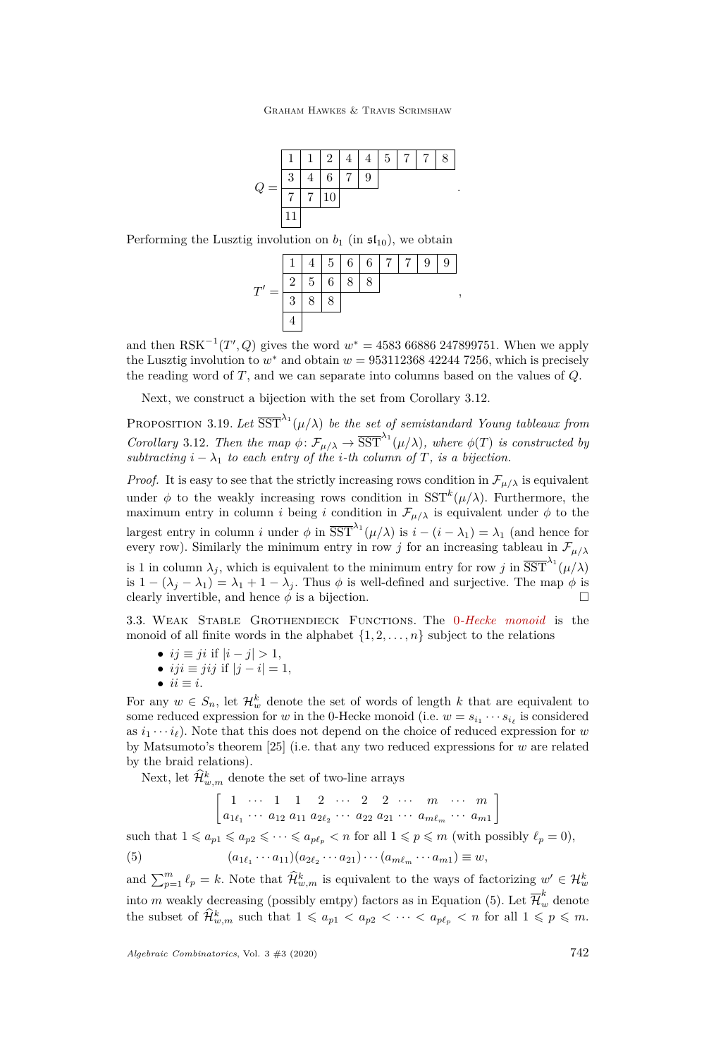$$Q = \begin{array}{|c|c|c|c|c|c|c|c|c|}\hline 1 & 1 & 2 & 4 & 4 & 5 & 7 & 7 & 8 \\ \hline 3 & 4 & 6 & 7 & 9 \\ \cline{1-5} 7 & 7 & 10 \\ \cline{1-3} 11 \\ \cline{1-1}\end{array}.$$

Performing the Lusztig involution on $b_1$ (in $\mathfrak{sl}_{10}$), we obtain

$$T' = \begin{array}{|c|c|c|c|c|c|c|c|c|}\hline 1 & 4 & 5 & 6 & 6 & 7 & 7 & 9 & 9 \\ \hline 2 & 5 & 6 & 8 & 8 \\ \cline{1-5} 3 & 8 & 8 \\ \cline{1-3} 4 \\ \cline{1-1}\end{array},$$

and then $\mathrm{RSK}^{-1}(T', Q)$ gives the word $w^* = 4583\ 66886\ 247899751$. When we apply the Lusztig involution to $w^*$ and obtain $w = 953112368\ 42244\ 7256$, which is precisely the reading word of $T$, and we can separate into columns based on the values of $Q$.

Next, we construct a bijection with the set from Corollary 3.12.

Proposition 3.19. *Let $\overline{\mathrm{SST}}^{\lambda_1}(\mu/\lambda)$ be the set of semistandard Young tableaux from Corollary 3.12. Then the map $\phi\colon \mathcal{F}_{\mu/\lambda} \to \overline{\mathrm{SST}}^{\lambda_1}(\mu/\lambda)$, where $\phi(T)$ is constructed by subtracting $i - \lambda_1$ to each entry of the $i$-th column of $T$, is a bijection.*

*Proof.* It is easy to see that the strictly increasing rows condition in $\mathcal{F}_{\mu/\lambda}$ is equivalent under $\phi$ to the weakly increasing rows condition in $\mathrm{SST}^k(\mu/\lambda)$. Furthermore, the maximum entry in column $i$ being $i$ condition in $\mathcal{F}_{\mu/\lambda}$ is equivalent under $\phi$ to the largest entry in column $i$ under $\phi$ in $\overline{\mathrm{SST}}^{\lambda_1}(\mu/\lambda)$ is $i - (i - \lambda_1) = \lambda_1$ (and hence for every row). Similarly the minimum entry in row $j$ for an increasing tableau in $\mathcal{F}_{\mu/\lambda}$ is 1 in column $\lambda_j$, which is equivalent to the minimum entry for row $j$ in $\overline{\mathrm{SST}}^{\lambda_1}(\mu/\lambda)$ is $1 - (\lambda_j - \lambda_1) = \lambda_1 + 1 - \lambda_j$. Thus $\phi$ is well-defined and surjective. The map $\phi$ is clearly invertible, and hence $\phi$ is a bijection. $\square$

3.3. Weak Stable Grothendieck Functions. The *0-Hecke monoid* is the monoid of all finite words in the alphabet $\{1, 2, \dots, n\}$ subject to the relations

- $ij \equiv ji$ if $|i - j| > 1$,
- $iji \equiv jij$ if $|j - i| = 1$,
- $ii \equiv i$.

For any $w \in S_n$, let $\mathcal{H}_w^k$ denote the set of words of length $k$ that are equivalent to some reduced expression for $w$ in the 0-Hecke monoid (i.e. $w = s_{i_1} \cdots s_{i_\ell}$ is considered as $i_1 \cdots i_\ell$). Note that this does not depend on the choice of reduced expression for $w$ by Matsumoto's theorem [25] (i.e. that any two reduced expressions for $w$ are related by the braid relations).

Next, let $\widehat{\mathcal{H}}_{w,m}^k$ denote the set of two-line arrays

$$\begin{bmatrix} 1 & \cdots & 1 & 1 & 2 & \cdots & 2 & 2 & \cdots & m & \cdots & m \\ a_{1\ell_1} & \cdots & a_{12} & a_{11} & a_{2\ell_2} & \cdots & a_{22} & a_{21} & \cdots & a_{m\ell_m} & \cdots & a_{m1} \end{bmatrix}$$

such that $1 \leqslant a_{p1} \leqslant a_{p2} \leqslant \cdots \leqslant a_{p\ell_p} < n$ for all $1 \leqslant p \leqslant m$ (with possibly $\ell_p = 0$),

$$(a_{1\ell_1} \cdots a_{11})(a_{2\ell_2} \cdots a_{21}) \cdots (a_{m\ell_m} \cdots a_{m1}) \equiv w, \tag{5}$$

and $\sum_{p=1}^m \ell_p = k$. Note that $\widehat{\mathcal{H}}_{w,m}^k$ is equivalent to the ways of factorizing $w' \in \mathcal{H}_w^k$ into $m$ weakly decreasing (possibly emtpy) factors as in Equation (5). Let $\overline{\mathcal{H}}_w^k$ denote the subset of $\widehat{\mathcal{H}}_{w,m}^k$ such that $1 \leqslant a_{p1} < a_{p2} < \cdots < a_{p\ell_p} < n$ for all $1 \leqslant p \leqslant m$.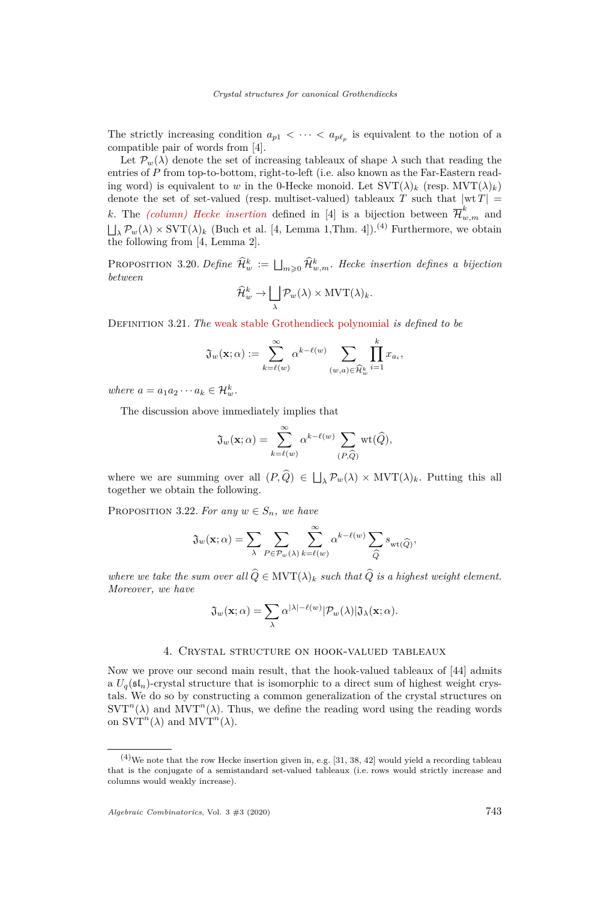The strictly increasing condition $a_{p1} < \cdots < a_{p\ell_p}$ is equivalent to the notion of a compatible pair of words from [4].

Let $\mathcal{P}_w(\lambda)$ denote the set of increasing tableaux of shape $\lambda$ such that reading the entries of $P$ from top-to-bottom, right-to-left (i.e. also known as the Far-Eastern reading word) is equivalent to $w$ in the 0-Hecke monoid. Let $\mathrm{SVT}(\lambda)_k$ (resp. $\mathrm{MVT}(\lambda)_k$) denote the set of set-valued (resp. multiset-valued) tableaux $T$ such that $|\mathrm{wt}\, T| = k$. The *(column) Hecke insertion* defined in [4] is a bijection between $\overline{\mathcal{H}}^k_{w,m}$ and $\bigsqcup_\lambda \mathcal{P}_w(\lambda) \times \mathrm{SVT}(\lambda)_k$ (Buch et al. [4, Lemma 1,Thm. 4]).[4] Furthermore, we obtain the following from [4, Lemma 2].

Proposition 3.20. *Define* $\widehat{\mathcal{H}}^k_w := \bigsqcup_{m \geqslant 0} \widehat{\mathcal{H}}^k_{w,m}$. *Hecke insertion defines a bijection between*

$$\widehat{\mathcal{H}}^k_w \to \bigsqcup_\lambda \mathcal{P}_w(\lambda) \times \mathrm{MVT}(\lambda)_k.$$

Definition 3.21. *The* weak stable Grothendieck polynomial *is defined to be*

$$\mathfrak{J}_w(\mathbf{x};\alpha) := \sum_{k=\ell(w)}^{\infty} \alpha^{k-\ell(w)} \sum_{(w,a)\in\widehat{\mathcal{H}}^k_w} \prod_{i=1}^{k} x_{a_i},$$

*where* $a = a_1 a_2 \cdots a_k \in \mathcal{H}^k_w$.

The discussion above immediately implies that

$$\mathfrak{J}_w(\mathbf{x};\alpha) = \sum_{k=\ell(w)}^{\infty} \alpha^{k-\ell(w)} \sum_{(P,\widehat{Q})} \mathrm{wt}(\widehat{Q}),$$

where we are summing over all $(P,\widehat{Q}) \in \bigsqcup_\lambda \mathcal{P}_w(\lambda) \times \mathrm{MVT}(\lambda)_k$. Putting this all together we obtain the following.

Proposition 3.22. *For any* $w \in S_n$, *we have*

$$\mathfrak{J}_w(\mathbf{x};\alpha) = \sum_\lambda \sum_{P\in\mathcal{P}_w(\lambda)} \sum_{k=\ell(w)}^{\infty} \alpha^{k-\ell(w)} \sum_{\widehat{Q}} s_{\mathrm{wt}(\widehat{Q})},$$

*where we take the sum over all* $\widehat{Q} \in \mathrm{MVT}(\lambda)_k$ *such that* $\widehat{Q}$ *is a highest weight element. Moreover, we have*

$$\mathfrak{J}_w(\mathbf{x};\alpha) = \sum_\lambda \alpha^{|\lambda|-\ell(w)} |\mathcal{P}_w(\lambda)| \mathfrak{J}_\lambda(\mathbf{x};\alpha).$$

## 4. Crystal structure on hook-valued tableaux

Now we prove our second main result, that the hook-valued tableaux of [44] admits a $U_q(\mathfrak{sl}_n)$-crystal structure that is isomorphic to a direct sum of highest weight crystals. We do so by constructing a common generalization of the crystal structures on $\mathrm{SVT}^n(\lambda)$ and $\mathrm{MVT}^n(\lambda)$. Thus, we define the reading word using the reading words on $\mathrm{SVT}^n(\lambda)$ and $\mathrm{MVT}^n(\lambda)$.

---

[4] We note that the row Hecke insertion given in, e.g. [31, 38, 42] would yield a recording tableau that is the conjugate of a semistandard set-valued tableaux (i.e. rows would strictly increase and columns would weakly increase).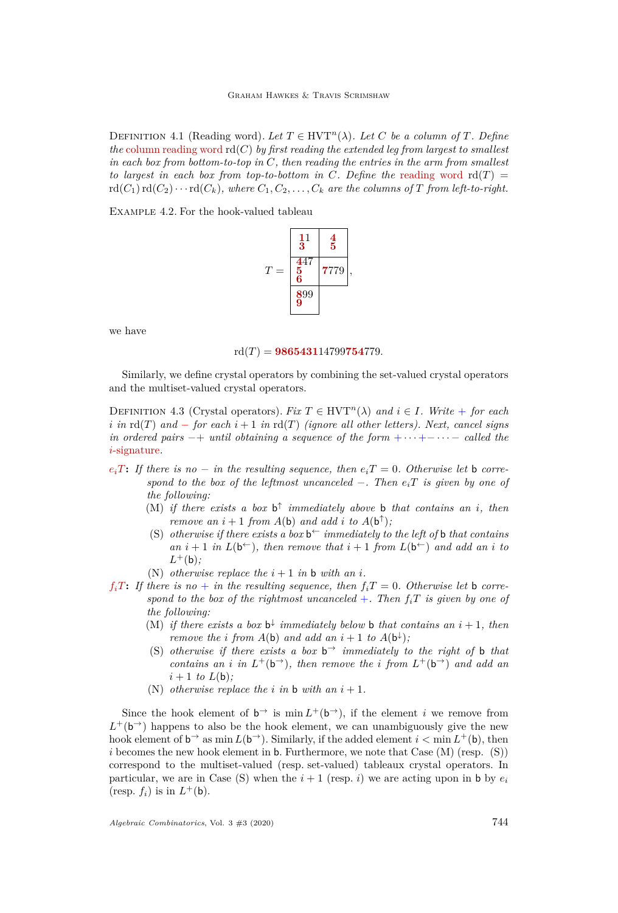Definition 4.1 (Reading word). *Let $T \in \mathrm{HVT}^n(\lambda)$. Let $C$ be a column of $T$. Define the column reading word $\mathrm{rd}(C)$ by first reading the extended leg from largest to smallest in each box from bottom-to-top in $C$, then reading the entries in the arm from smallest to largest in each box from top-to-bottom in $C$. Define the reading word $\mathrm{rd}(T) = \mathrm{rd}(C_1)\,\mathrm{rd}(C_2)\cdots\mathrm{rd}(C_k)$, where $C_1, C_2, \ldots, C_k$ are the columns of $T$ from left-to-right.*

Example 4.2. For the hook-valued tableau

$$T = \begin{array}{|c|c|}\hline \begin{matrix}\mathbf{1}1\\ \mathbf{3}\end{matrix} & \begin{matrix}\mathbf{4}\\ \mathbf{5}\end{matrix} \\ \hline \begin{matrix}\mathbf{4}47\\ \mathbf{5}\\ \mathbf{6}\end{matrix} & \mathbf{7}779 \\ \hline \begin{matrix}\mathbf{8}99\\ \mathbf{9}\end{matrix} & \\ \cline{1-1}\end{array},$$

we have

$$\mathrm{rd}(T) = \mathbf{98654311}4799\mathbf{754}779.$$

Similarly, we define crystal operators by combining the set-valued crystal operators and the multiset-valued crystal operators.

Definition 4.3 (Crystal operators). *Fix $T \in \mathrm{HVT}^n(\lambda)$ and $i \in I$. Write $+$ for each $i$ in $\mathrm{rd}(T)$ and $-$ for each $i+1$ in $\mathrm{rd}(T)$ (ignore all other letters). Next, cancel signs in ordered pairs $-+$ until obtaining a sequence of the form $+\cdots+-\cdots-$ called the $i$-signature.*

- $e_iT$: *If there is no $-$ in the resulting sequence, then $e_iT = 0$. Otherwise let $\mathsf{b}$ correspond to the box of the leftmost uncanceled $-$. Then $e_iT$ is given by one of the following:*
  - (M) *if there exists a box $\mathsf{b}^{\uparrow}$ immediately above $\mathsf{b}$ that contains an $i$, then remove an $i+1$ from $A(\mathsf{b})$ and add $i$ to $A(\mathsf{b}^{\uparrow})$;*
  - (S) *otherwise if there exists a box $\mathsf{b}^{\leftarrow}$ immediately to the left of $\mathsf{b}$ that contains an $i+1$ in $L(\mathsf{b}^{\leftarrow})$, then remove that $i+1$ from $L(\mathsf{b}^{\leftarrow})$ and add an $i$ to $L^+(\mathsf{b})$;*
  - (N) *otherwise replace the $i+1$ in $\mathsf{b}$ with an $i$.*
- $f_iT$: *If there is no $+$ in the resulting sequence, then $f_iT = 0$. Otherwise let $\mathsf{b}$ correspond to the box of the rightmost uncanceled $+$. Then $f_iT$ is given by one of the following:*
  - (M) *if there exists a box $\mathsf{b}^{\downarrow}$ immediately below $\mathsf{b}$ that contains an $i+1$, then remove the $i$ from $A(\mathsf{b})$ and add an $i+1$ to $A(\mathsf{b}^{\downarrow})$;*
  - (S) *otherwise if there exists a box $\mathsf{b}^{\rightarrow}$ immediately to the right of $\mathsf{b}$ that contains an $i$ in $L^+(\mathsf{b}^{\rightarrow})$, then remove the $i$ from $L^+(\mathsf{b}^{\rightarrow})$ and add an $i+1$ to $L(\mathsf{b})$;*
  - (N) *otherwise replace the $i$ in $\mathsf{b}$ with an $i+1$.*

Since the hook element of $\mathsf{b}^{\rightarrow}$ is $\min L^+(\mathsf{b}^{\rightarrow})$, if the element $i$ we remove from $L^+(\mathsf{b}^{\rightarrow})$ happens to also be the hook element, we can unambiguously give the new hook element of $\mathsf{b}^{\rightarrow}$ as $\min L(\mathsf{b}^{\rightarrow})$. Similarly, if the added element $i < \min L^+(\mathsf{b})$, then $i$ becomes the new hook element in $\mathsf{b}$. Furthermore, we note that Case (M) (resp. (S)) correspond to the multiset-valued (resp. set-valued) tableaux crystal operators. In particular, we are in Case (S) when the $i+1$ (resp. $i$) we are acting upon in $\mathsf{b}$ by $e_i$ (resp. $f_i$) is in $L^+(\mathsf{b})$.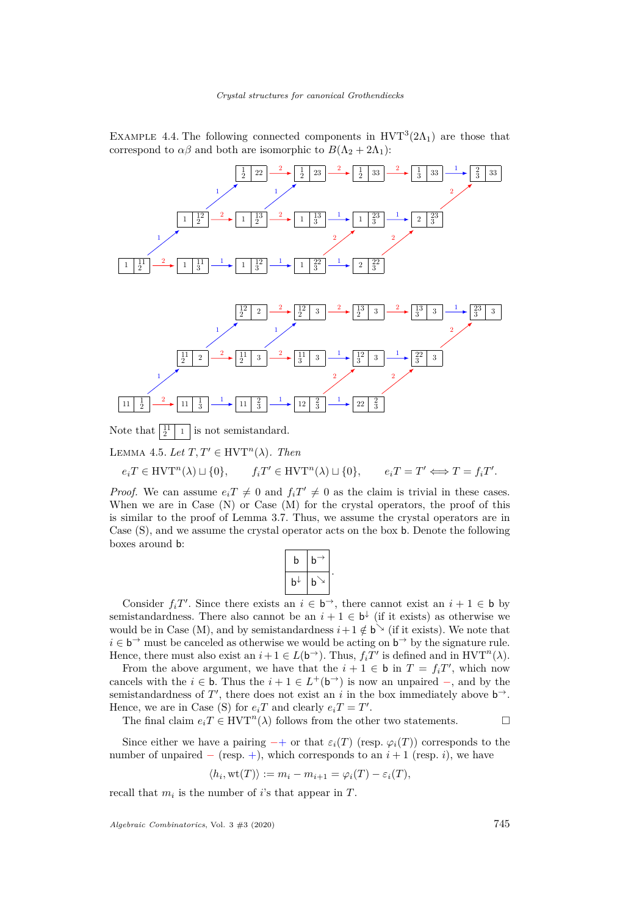Example 4.4. The following connected components in $\mathrm{HVT}^3(2\Lambda_1)$ are those that correspond to $\alpha\beta$ and both are isomorphic to $B(\Lambda_2 + 2\Lambda_1)$:

Note that $\begin{array}{|c|c|}\hline {}^{11}_{2} & 1 \\ \hline \end{array}$ is not semistandard.

Lemma 4.5. *Let $T, T' \in \mathrm{HVT}^n(\lambda)$. Then*

$$e_i T \in \mathrm{HVT}^n(\lambda) \sqcup \{0\}, \qquad f_i T' \in \mathrm{HVT}^n(\lambda) \sqcup \{0\}, \qquad e_i T = T' \iff T = f_i T'.$$

*Proof.* We can assume $e_i T \neq 0$ and $f_i T' \neq 0$ as the claim is trivial in these cases. When we are in Case (N) or Case (M) for the crystal operators, the proof of this is similar to the proof of Lemma 3.7. Thus, we assume the crystal operators are in Case (S), and we assume the crystal operator acts on the box $\mathsf{b}$. Denote the following boxes around $\mathsf{b}$:

$$\begin{array}{|c|c|}\hline \mathsf{b} & \mathsf{b}^{\rightarrow} \\ \hline \mathsf{b}^{\downarrow} & \mathsf{b}^{\searrow} \\ \hline \end{array}.$$

Consider $f_i T'$. Since there exists an $i \in \mathsf{b}^{\rightarrow}$, there cannot exist an $i+1 \in \mathsf{b}$ by semistandardness. There also cannot be an $i+1 \in \mathsf{b}^{\downarrow}$ (if it exists) as otherwise we would be in Case (M), and by semistandardness $i+1 \notin \mathsf{b}^{\searrow}$ (if it exists). We note that $i \in \mathsf{b}^{\rightarrow}$ must be canceled as otherwise we would be acting on $\mathsf{b}^{\rightarrow}$ by the signature rule. Hence, there must also exist an $i+1 \in L(\mathsf{b}^{\rightarrow})$. Thus, $f_i T'$ is defined and in $\mathrm{HVT}^n(\lambda)$.

From the above argument, we have that the $i+1 \in \mathsf{b}$ in $T = f_i T'$, which now cancels with the $i \in \mathsf{b}$. Thus the $i+1 \in L^+(\mathsf{b}^{\rightarrow})$ is now an unpaired $-$, and by the semistandardness of $T'$, there does not exist an $i$ in the box immediately above $\mathsf{b}^{\rightarrow}$. Hence, we are in Case (S) for $e_i T$ and clearly $e_i T = T'$.

The final claim $e_i T \in \mathrm{HVT}^n(\lambda)$ follows from the other two statements. $\square$

Since either we have a pairing $-+$ or that $\varepsilon_i(T)$ (resp. $\varphi_i(T)$) corresponds to the number of unpaired $-$ (resp. $+$), which corresponds to an $i+1$ (resp. $i$), we have

$$\langle h_i, \mathrm{wt}(T) \rangle := m_i - m_{i+1} = \varphi_i(T) - \varepsilon_i(T),$$

recall that $m_i$ is the number of $i$'s that appear in $T$.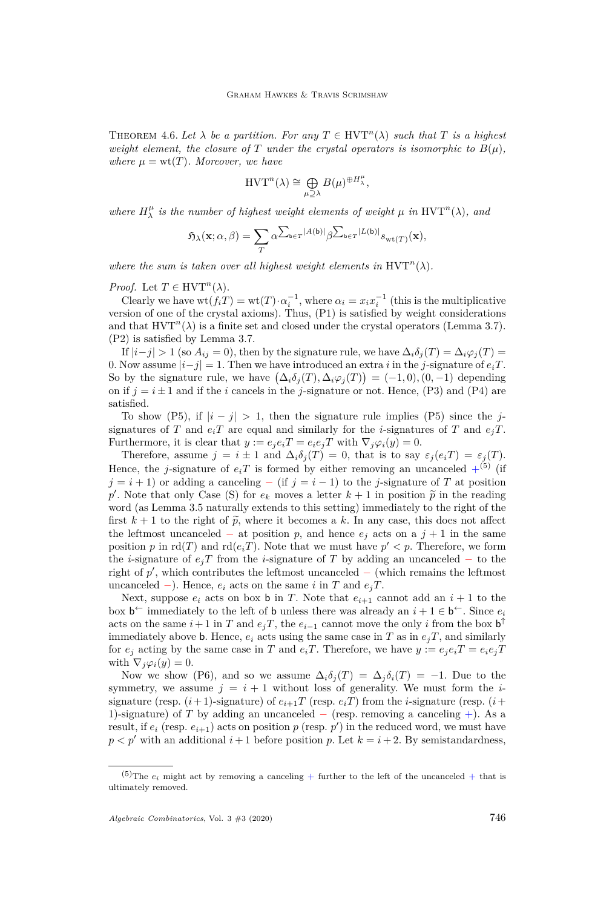Theorem 4.6. *Let $\lambda$ be a partition. For any $T \in \mathrm{HVT}^n(\lambda)$ such that $T$ is a highest weight element, the closure of $T$ under the crystal operators is isomorphic to $B(\mu)$, where $\mu = \mathrm{wt}(T)$. Moreover, we have*

$$\mathrm{HVT}^n(\lambda) \cong \bigoplus_{\mu \supseteq \lambda} B(\mu)^{\oplus H_\lambda^\mu},$$

*where $H_\lambda^\mu$ is the number of highest weight elements of weight $\mu$ in $\mathrm{HVT}^n(\lambda)$, and*

$$\mathfrak{H}_\lambda(\mathbf{x}; \alpha, \beta) = \sum_T \alpha^{\sum_{\mathsf{b} \in T} |A(\mathsf{b})|} \beta^{\sum_{\mathsf{b} \in T} |L(\mathsf{b})|} s_{\mathrm{wt}(T)}(\mathbf{x}),$$

*where the sum is taken over all highest weight elements in $\mathrm{HVT}^n(\lambda)$.*

*Proof.* Let $T \in \mathrm{HVT}^n(\lambda)$.

Clearly we have $\mathrm{wt}(f_i T) = \mathrm{wt}(T) \cdot \alpha_i^{-1}$, where $\alpha_i = x_i x_i^{-1}$ (this is the multiplicative version of one of the crystal axioms). Thus, (P1) is satisfied by weight considerations and that $\mathrm{HVT}^n(\lambda)$ is a finite set and closed under the crystal operators (Lemma 3.7). (P2) is satisfied by Lemma 3.7.

If $|i-j| > 1$ (so $A_{ij} = 0$), then by the signature rule, we have $\Delta_i \delta_j(T) = \Delta_i \varphi_j(T) = 0$. Now assume $|i-j| = 1$. Then we have introduced an extra $i$ in the $j$-signature of $e_i T$. So by the signature rule, we have $\big(\Delta_i \delta_j(T), \Delta_i \varphi_j(T)\big) = (-1, 0), (0, -1)$ depending on if $j = i \pm 1$ and if the $i$ cancels in the $j$-signature or not. Hence, (P3) and (P4) are satisfied.

To show (P5), if $|i-j| > 1$, then the signature rule implies (P5) since the $j$-signatures of $T$ and $e_i T$ are equal and similarly for the $i$-signatures of $T$ and $e_j T$. Furthermore, it is clear that $y := e_j e_i T = e_i e_j T$ with $\nabla_j \varphi_i(y) = 0$.

Therefore, assume $j = i \pm 1$ and $\Delta_i \delta_j(T) = 0$, that is to say $\varepsilon_j(e_i T) = \varepsilon_j(T)$. Hence, the $j$-signature of $e_i T$ is formed by either removing an uncanceled $+$[5] (if $j = i+1$) or adding a canceling $-$ (if $j = i-1$) to the $j$-signature of $T$ at position $p'$. Note that only Case (S) for $e_k$ moves a letter $k+1$ in position $\widetilde{p}$ in the reading word (as Lemma 3.5 naturally extends to this setting) immediately to the right of the first $k+1$ to the right of $\widetilde{p}$, where it becomes a $k$. In any case, this does not affect the leftmost uncanceled $-$ at position $p$, and hence $e_j$ acts on a $j+1$ in the same position $p$ in $\mathrm{rd}(T)$ and $\mathrm{rd}(e_i T)$. Note that we must have $p' < p$. Therefore, we form the $i$-signature of $e_j T$ from the $i$-signature of $T$ by adding an uncanceled $-$ to the right of $p'$, which contributes the leftmost uncanceled $-$ (which remains the leftmost uncanceled $-$). Hence, $e_i$ acts on the same $i$ in $T$ and $e_j T$.

Next, suppose $e_i$ acts on box $\mathsf{b}$ in $T$. Note that $e_{i+1}$ cannot add an $i+1$ to the box $\mathsf{b}^{\leftarrow}$ immediately to the left of $\mathsf{b}$ unless there was already an $i+1 \in \mathsf{b}^{\leftarrow}$. Since $e_i$ acts on the same $i+1$ in $T$ and $e_j T$, the $e_{i-1}$ cannot move the only $i$ from the box $\mathsf{b}^{\uparrow}$ immediately above $\mathsf{b}$. Hence, $e_i$ acts using the same case in $T$ as in $e_j T$, and similarly for $e_j$ acting by the same case in $T$ and $e_i T$. Therefore, we have $y := e_j e_i T = e_i e_j T$ with $\nabla_j \varphi_i(y) = 0$.

Now we show (P6), and so we assume $\Delta_i \delta_j(T) = \Delta_j \delta_i(T) = -1$. Due to the symmetry, we assume $j = i+1$ without loss of generality. We must form the $i$-signature (resp. $(i+1)$-signature) of $e_{i+1} T$ (resp. $e_i T$) from the $i$-signature (resp. $(i+1)$-signature) of $T$ by adding an uncanceled $-$ (resp. removing a canceling $+$). As a result, if $e_i$ (resp. $e_{i+1}$) acts on position $p$ (resp. $p'$) in the reduced word, we must have $p < p'$ with an additional $i+1$ before position $p$. Let $k = i+2$. By semistandardness,

[5] The $e_i$ might act by removing a canceling $+$ further to the left of the uncanceled $+$ that is ultimately removed.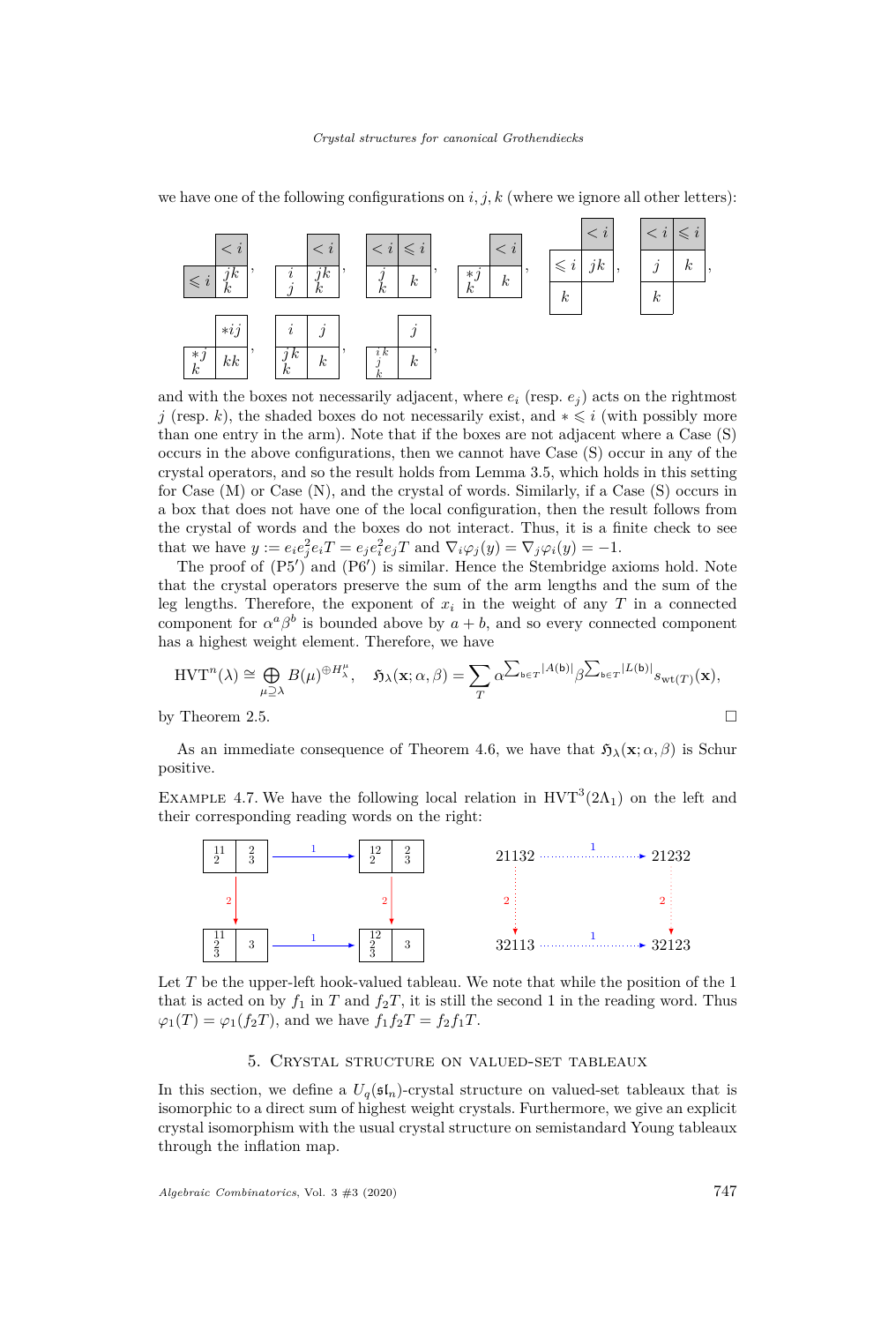we have one of the following configurations on $i, j, k$ (where we ignore all other letters):

and with the boxes not necessarily adjacent, where $e_i$ (resp. $e_j$) acts on the rightmost $j$ (resp. $k$), the shaded boxes do not necessarily exist, and $* \leqslant i$ (with possibly more than one entry in the arm). Note that if the boxes are not adjacent where a Case (S) occurs in the above configurations, then we cannot have Case (S) occur in any of the crystal operators, and so the result holds from Lemma 3.5, which holds in this setting for Case (M) or Case (N), and the crystal of words. Similarly, if a Case (S) occurs in a box that does not have one of the local configuration, then the result follows from the crystal of words and the boxes do not interact. Thus, it is a finite check to see that we have $y := e_i e_j^2 e_i T = e_j e_i^2 e_j T$ and $\nabla_i \varphi_j(y) = \nabla_j \varphi_i(y) = -1$.

The proof of (P5′) and (P6′) is similar. Hence the Stembridge axioms hold. Note that the crystal operators preserve the sum of the arm lengths and the sum of the leg lengths. Therefore, the exponent of $x_i$ in the weight of any $T$ in a connected component for $\alpha^a \beta^b$ is bounded above by $a+b$, and so every connected component has a highest weight element. Therefore, we have

$$\mathrm{HVT}^n(\lambda) \cong \bigoplus_{\mu \supseteq \lambda} B(\mu)^{\oplus H_\lambda^\mu}, \quad \mathfrak{H}_\lambda(\mathbf{x}; \alpha, \beta) = \sum_T \alpha^{\sum_{\mathsf{b} \in T} |A(\mathsf{b})|} \beta^{\sum_{\mathsf{b} \in T} |L(\mathsf{b})|} s_{\mathrm{wt}(T)}(\mathbf{x}),$$

by Theorem 2.5. □

As an immediate consequence of Theorem 4.6, we have that $\mathfrak{H}_\lambda(\mathbf{x}; \alpha, \beta)$ is Schur positive.

Example 4.7. We have the following local relation in $\mathrm{HVT}^3(2\Lambda_1)$ on the left and their corresponding reading words on the right:

21132 →(1) 21232, 21132 →(2) 32113, 21232 →(2) 32123, 32113 →(1) 32123

Let $T$ be the upper-left hook-valued tableau. We note that while the position of the 1 that is acted on by $f_1$ in $T$ and $f_2 T$, it is still the second 1 in the reading word. Thus $\varphi_1(T) = \varphi_1(f_2 T)$, and we have $f_1 f_2 T = f_2 f_1 T$.

## 5. Crystal structure on valued-set tableaux

In this section, we define a $U_q(\mathfrak{sl}_n)$-crystal structure on valued-set tableaux that is isomorphic to a direct sum of highest weight crystals. Furthermore, we give an explicit crystal isomorphism with the usual crystal structure on semistandard Young tableaux through the inflation map.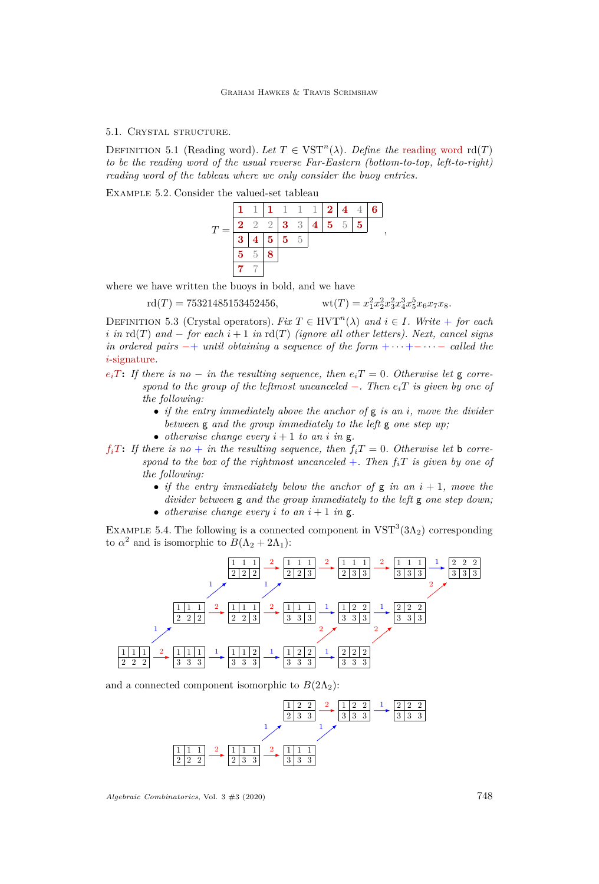### 5.1. Crystal structure.

Definition 5.1 (Reading word). *Let $T \in \mathrm{VST}^n(\lambda)$. Define the* reading word $\mathrm{rd}(T)$ *to be the reading word of the usual reverse Far-Eastern (bottom-to-top, left-to-right) reading word of the tableau where we only consider the buoy entries.*

Example 5.2. Consider the valued-set tableau

$$T = \begin{array}{|c|c|c|c|c|c|}
\hline
\mathbf{1}\ 1 & \mathbf{1}\ 1\ 1\ 1 & \mathbf{2} & \mathbf{4}\ 4 & \mathbf{6} \\
\hline
\mathbf{2}\ 2\ 2 & \mathbf{3}\ 3 & \mathbf{4} & \mathbf{5}\ 5 & \mathbf{5} \\
\hline
\mathbf{3} & \mathbf{4} & \mathbf{5} & \mathbf{5}\ 5 \\
\cline{1-4}
\mathbf{5}\ 5 & \mathbf{8} \\
\cline{1-2}
\mathbf{7}\ 7 \\
\cline{1-1}
\end{array},$$

where we have written the buoys in bold, and we have

$$\mathrm{rd}(T) = 75321485153452456, \qquad \mathrm{wt}(T) = x_1^2 x_2^2 x_3^2 x_4^3 x_5^5 x_6 x_7 x_8.$$

Definition 5.3 (Crystal operators). *Fix $T \in \mathrm{HVT}^n(\lambda)$ and $i \in I$. Write $+$ for each $i$ in $\mathrm{rd}(T)$ and $-$ for each $i+1$ in $\mathrm{rd}(T)$ (ignore all other letters). Next, cancel signs in ordered pairs $-+$ until obtaining a sequence of the form $+\cdots+-\cdots-$ called the* $i$-signature.

$e_i T$: *If there is no $-$ in the resulting sequence, then $e_i T = 0$. Otherwise let $\mathsf{g}$ correspond to the group of the leftmost uncanceled $-$. Then $e_i T$ is given by one of the following:*

- *if the entry immediately above the anchor of $\mathsf{g}$ is an $i$, move the divider between $\mathsf{g}$ and the group immediately to the left $\mathsf{g}$ one step up;*
- *otherwise change every $i+1$ to an $i$ in $\mathsf{g}$.*

$f_i T$: *If there is no $+$ in the resulting sequence, then $f_i T = 0$. Otherwise let $\mathsf{b}$ correspond to the box of the rightmost uncanceled $+$. Then $f_i T$ is given by one of the following:*

- *if the entry immediately below the anchor of $\mathsf{g}$ in an $i+1$, move the divider between $\mathsf{g}$ and the group immediately to the left $\mathsf{g}$ one step down;*
- *otherwise change every $i$ to an $i+1$ in $\mathsf{g}$.*

Example 5.4. The following is a connected component in $\mathrm{VST}^3(3\Lambda_2)$ corresponding to $\alpha^2$ and is isomorphic to $B(\Lambda_2 + 2\Lambda_1)$:

and a connected component isomorphic to $B(2\Lambda_2)$: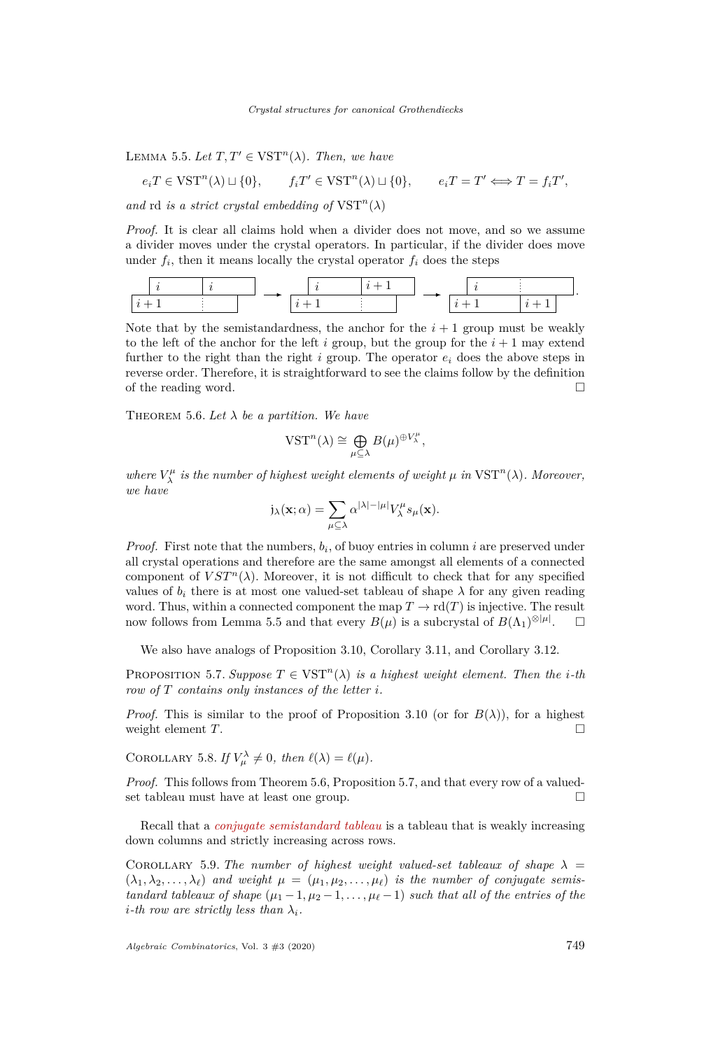Lemma 5.5. *Let $T, T' \in \mathrm{VST}^n(\lambda)$. Then, we have*

$$e_i T \in \mathrm{VST}^n(\lambda) \sqcup \{0\}, \qquad f_i T' \in \mathrm{VST}^n(\lambda) \sqcup \{0\}, \qquad e_i T = T' \Longleftrightarrow T = f_i T',$$

*and* rd *is a strict crystal embedding of* $\mathrm{VST}^n(\lambda)$

*Proof.* It is clear all claims hold when a divider does not move, and so we assume a divider moves under the crystal operators. In particular, if the divider does move under $f_i$, then it means locally the crystal operator $f_i$ does the steps

$$\begin{array}{|c|c|}\hline i & i \\ \hline \end{array}\ \text{over}\ \begin{array}{|c:c|}\hline i+1 & \\ \hline \end{array} \longrightarrow \begin{array}{|c|c|}\hline i & i+1 \\ \hline \end{array}\ \text{over}\ \begin{array}{|c:c|}\hline i+1 & \\ \hline \end{array} \longrightarrow \begin{array}{|c:c|}\hline i & \\ \hline \end{array}\ \text{over}\ \begin{array}{|c|c|}\hline i+1 & i+1 \\ \hline \end{array}.$$

Note that by the semistandardness, the anchor for the $i+1$ group must be weakly to the left of the anchor for the left $i$ group, but the group for the $i+1$ may extend further to the right than the right $i$ group. The operator $e_i$ does the above steps in reverse order. Therefore, it is straightforward to see the claims follow by the definition of the reading word. □

Theorem 5.6. *Let $\lambda$ be a partition. We have*

$$\mathrm{VST}^n(\lambda) \cong \bigoplus_{\mu \subseteq \lambda} B(\mu)^{\oplus V_\lambda^\mu},$$

*where $V_\lambda^\mu$ is the number of highest weight elements of weight $\mu$ in $\mathrm{VST}^n(\lambda)$. Moreover, we have*

$$\mathrm{j}_\lambda(\mathbf{x}; \alpha) = \sum_{\mu \subseteq \lambda} \alpha^{|\lambda| - |\mu|} V_\lambda^\mu s_\mu(\mathbf{x}).$$

*Proof.* First note that the numbers, $b_i$, of buoy entries in column $i$ are preserved under all crystal operations and therefore are the same amongst all elements of a connected component of $VST^n(\lambda)$. Moreover, it is not difficult to check that for any specified values of $b_i$ there is at most one valued-set tableau of shape $\lambda$ for any given reading word. Thus, within a connected component the map $T \to \mathrm{rd}(T)$ is injective. The result now follows from Lemma 5.5 and that every $B(\mu)$ is a subcrystal of $B(\Lambda_1)^{\otimes |\mu|}$. □

We also have analogs of Proposition 3.10, Corollary 3.11, and Corollary 3.12.

Proposition 5.7. *Suppose $T \in \mathrm{VST}^n(\lambda)$ is a highest weight element. Then the $i$-th row of $T$ contains only instances of the letter $i$.*

*Proof.* This is similar to the proof of Proposition 3.10 (or for $B(\lambda)$), for a highest weight element $T$. □

Corollary 5.8. *If $V_\mu^\lambda \neq 0$, then $\ell(\lambda) = \ell(\mu)$.*

*Proof.* This follows from Theorem 5.6, Proposition 5.7, and that every row of a valued-set tableau must have at least one group. □

Recall that a *conjugate semistandard tableau* is a tableau that is weakly increasing down columns and strictly increasing across rows.

Corollary 5.9. *The number of highest weight valued-set tableaux of shape $\lambda = (\lambda_1, \lambda_2, \ldots, \lambda_\ell)$ and weight $\mu = (\mu_1, \mu_2, \ldots, \mu_\ell)$ is the number of conjugate semistandard tableaux of shape $(\mu_1 - 1, \mu_2 - 1, \ldots, \mu_\ell - 1)$ such that all of the entries of the $i$-th row are strictly less than $\lambda_i$.*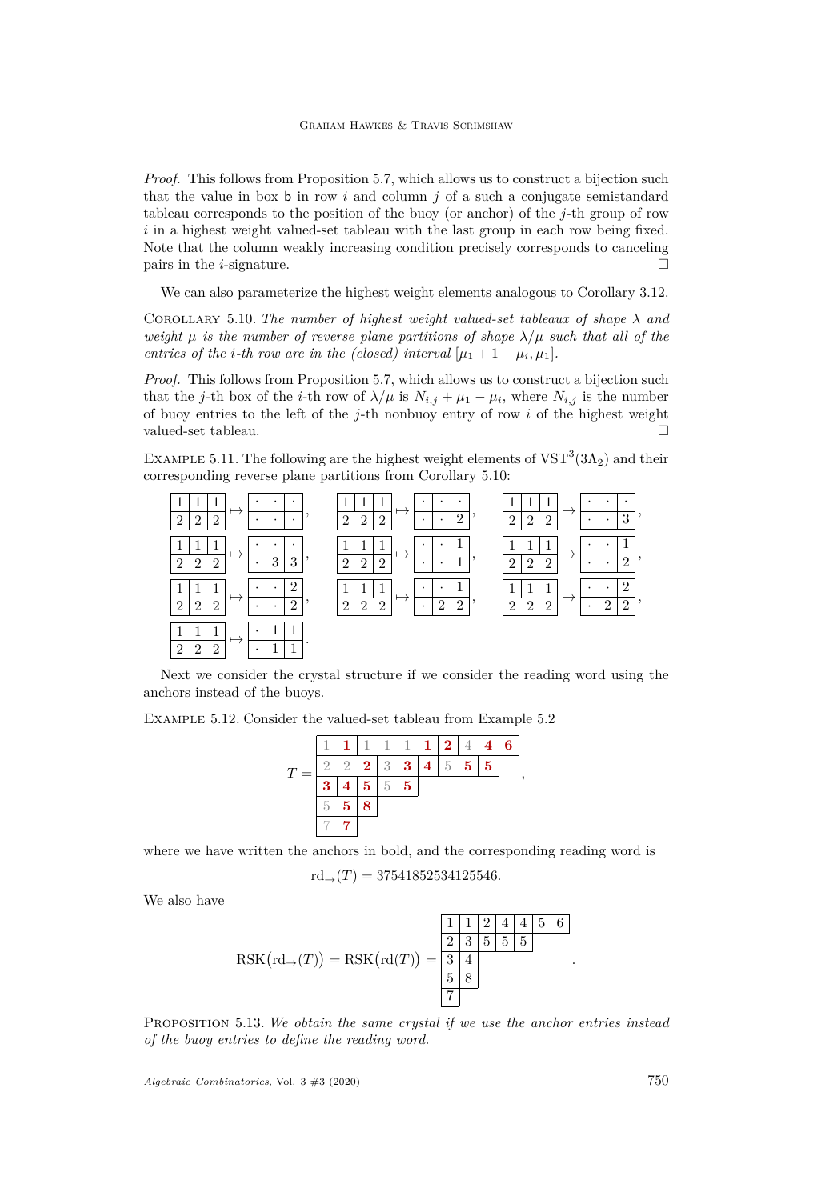*Proof.* This follows from Proposition 5.7, which allows us to construct a bijection such that the value in box b in row $i$ and column $j$ of a such a conjugate semistandard tableau corresponds to the position of the buoy (or anchor) of the $j$-th group of row $i$ in a highest weight valued-set tableau with the last group in each row being fixed. Note that the column weakly increasing condition precisely corresponds to canceling pairs in the $i$-signature. □

We can also parameterize the highest weight elements analogous to Corollary 3.12.

Corollary 5.10. *The number of highest weight valued-set tableaux of shape $\lambda$ and weight $\mu$ is the number of reverse plane partitions of shape $\lambda/\mu$ such that all of the entries of the $i$-th row are in the (closed) interval $[\mu_1 + 1 - \mu_i, \mu_1]$.*

*Proof.* This follows from Proposition 5.7, which allows us to construct a bijection such that the $j$-th box of the $i$-th row of $\lambda/\mu$ is $N_{i,j} + \mu_1 - \mu_i$, where $N_{i,j}$ is the number of buoy entries to the left of the $j$-th nonbuoy entry of row $i$ of the highest weight valued-set tableau. □

Example 5.11. The following are the highest weight elements of $\mathrm{VST}^3(3\Lambda_2)$ and their corresponding reverse plane partitions from Corollary 5.10:

| 1 | 1 | 1 |
|---|---|---|
| 2 | 2 | 2 |

$\mapsto$

| · | · | · |
|---|---|---|
| · | · | · |

,

| 1 | 1 | 1 |
|---|---|---|
| 2 | 2 | 2 |

$\mapsto$

| · | · | · |
|---|---|---|
| · | · | 2 |

,

| 1 | 1 | 1 |
|---|---|---|
| 2 | 2 | 2 |

$\mapsto$

| · | · | · |
|---|---|---|
| · | · | 3 |

,

| 1 | 1 | 1 |
|---|---|---|
| 2 | 2 | 2 |

$\mapsto$

| · | · | · |
|---|---|---|
| · | 3 | 3 |

,

| 1 | 1 | 1 |
|---|---|---|
| 2 | 2 | 2 |

$\mapsto$

| · | · | 1 |
|---|---|---|
| · | · | 1 |

,

| 1 | 1 | 1 |
|---|---|---|
| 2 | 2 | 2 |

$\mapsto$

| · | · | 1 |
|---|---|---|
| · | · | 2 |

,

| 1 | 1 | 1 |
|---|---|---|
| 2 | 2 | 2 |

$\mapsto$

| · | · | 2 |
|---|---|---|
| · | · | 2 |

,

| 1 | 1 | 1 |
|---|---|---|
| 2 | 2 | 2 |

$\mapsto$

| · | · | 1 |
|---|---|---|
| · | 2 | 2 |

,

| 1 | 1 | 1 |
|---|---|---|
| 2 | 2 | 2 |

$\mapsto$

| · | · | 2 |
|---|---|---|
| · | 2 | 2 |

,

| 1 | 1 | 1 |
|---|---|---|
| 2 | 2 | 2 |

$\mapsto$

| · | 1 | 1 |
|---|---|---|
| · | 1 | 1 |

.

Next we consider the crystal structure if we consider the reading word using the anchors instead of the buoys.

Example 5.12. Consider the valued-set tableau from Example 5.2

$T =$

| 1 **1** | 1 1 1 **1** | **2** | 4 **4** | **6** |
|---|---|---|---|---|
| 2 2 **2** | 3 **3** | **4** | 5 **5** | **5** |
| **3** | **4** | **5** | 5 **5** | |
| 5 **5** | **8** | | | |
| 7 **7** | | | | |

,

where we have written the anchors in bold, and the corresponding reading word is

$$\mathrm{rd}_{\rightarrow}(T) = 37541852534125546.$$

We also have

$$\mathrm{RSK}\big(\mathrm{rd}_{\rightarrow}(T)\big) = \mathrm{RSK}\big(\mathrm{rd}(T)\big) = \begin{array}{|c|c|c|c|c|c|c|} \hline 1 & 1 & 2 & 4 & 4 & 5 & 6 \\ \hline 2 & 3 & 5 & 5 & 5 \\ \cline{1-5} 3 & 4 \\ \cline{1-2} 5 & 8 \\ \cline{1-2} 7 \\ \cline{1-1} \end{array}.$$

Proposition 5.13. *We obtain the same crystal if we use the anchor entries instead of the buoy entries to define the reading word.*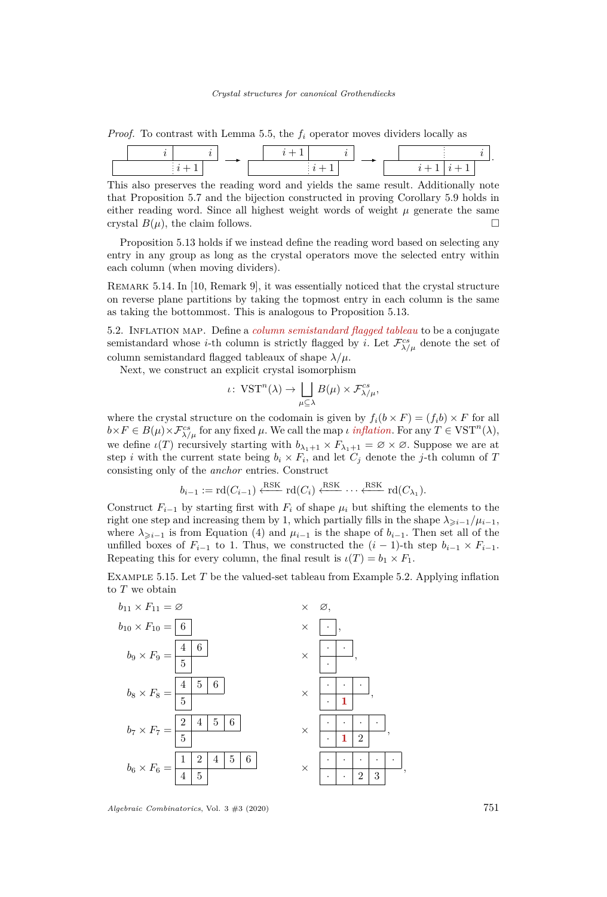*Proof.* To contrast with Lemma 5.5, the $f_i$ operator moves dividers locally as

$$\begin{array}{|c|c|}\hline \quad i & \quad i \\ \hline \end{array} \text{ over } \begin{array}{|c|}\hline \quad\vdots\, i+1 \\ \hline\end{array} \longrightarrow \begin{array}{|c|c|}\hline i+1 & \quad i \\ \hline \end{array} \text{ over } \begin{array}{|c|}\hline \quad\vdots\, i+1 \\ \hline\end{array} \longrightarrow \begin{array}{|c|}\hline \quad\vdots\quad i \\ \hline \end{array} \text{ over } \begin{array}{|c|c|}\hline i+1 & i+1 \\ \hline\end{array}.$$

This also preserves the reading word and yields the same result. Additionally note that Proposition 5.7 and the bijection constructed in proving Corollary 5.9 holds in either reading word. Since all highest weight words of weight $\mu$ generate the same crystal $B(\mu)$, the claim follows. □

Proposition 5.13 holds if we instead define the reading word based on selecting any entry in any group as long as the crystal operators move the selected entry within each column (when moving dividers).

Remark 5.14. In [10, Remark 9], it was essentially noticed that the crystal structure on reverse plane partitions by taking the topmost entry in each column is the same as taking the bottommost. This is analogous to Proposition 5.13.

5.2. Inflation map. Define a *column semistandard flagged tableau* to be a conjugate semistandard whose $i$-th column is strictly flagged by $i$. Let $\mathcal{F}^{cs}_{\lambda/\mu}$ denote the set of column semistandard flagged tableaux of shape $\lambda/\mu$.

Next, we construct an explicit crystal isomorphism

$$\iota \colon \mathrm{VST}^n(\lambda) \to \bigsqcup_{\mu \subseteq \lambda} B(\mu) \times \mathcal{F}^{cs}_{\lambda/\mu},$$

where the crystal structure on the codomain is given by $f_i(b \times F) = (f_i b) \times F$ for all $b \times F \in B(\mu) \times \mathcal{F}^{cs}_{\lambda/\mu}$ for any fixed $\mu$. We call the map $\iota$ *inflation*. For any $T \in \mathrm{VST}^n(\lambda)$, we define $\iota(T)$ recursively starting with $b_{\lambda_1+1} \times F_{\lambda_1+1} = \varnothing \times \varnothing$. Suppose we are at step $i$ with the current state being $b_i \times F_i$, and let $C_j$ denote the $j$-th column of $T$ consisting only of the *anchor* entries. Construct

$$b_{i-1} := \mathrm{rd}(C_{i-1}) \xleftarrow{\text{RSK}} \mathrm{rd}(C_i) \xleftarrow{\text{RSK}} \cdots \xleftarrow{\text{RSK}} \mathrm{rd}(C_{\lambda_1}).$$

Construct $F_{i-1}$ by starting first with $F_i$ of shape $\mu_i$ but shifting the elements to the right one step and increasing them by 1, which partially fills in the shape $\lambda_{\geqslant i-1}/\mu_{i-1}$, where $\lambda_{\geqslant i-1}$ is from Equation (4) and $\mu_{i-1}$ is the shape of $b_{i-1}$. Then set all of the unfilled boxes of $F_{i-1}$ to 1. Thus, we constructed the $(i-1)$-th step $b_{i-1} \times F_{i-1}$. Repeating this for every column, the final result is $\iota(T) = b_1 \times F_1$.

Example 5.15. Let $T$ be the valued-set tableau from Example 5.2. Applying inflation to $T$ we obtain

$$b_{11} \times F_{11} = \varnothing \times \varnothing,$$

$$b_{10} \times F_{10} = \begin{array}{|c|}\hline 6 \\ \hline\end{array} \times \begin{array}{|c|}\hline \cdot \\ \hline\end{array},$$

$$b_9 \times F_9 = \begin{array}{|c|c|}\hline 4 & 6 \\ \hline 5 \\ \cline{1-1}\end{array} \times \begin{array}{|c|c|}\hline \cdot & \cdot \\ \hline \cdot \\ \cline{1-1}\end{array},$$

$$b_8 \times F_8 = \begin{array}{|c|c|c|}\hline 4 & 5 & 6 \\ \hline 5 \\ \cline{1-1}\end{array} \times \begin{array}{|c|c|c|}\hline \cdot & \cdot & \cdot \\ \hline \cdot & \mathbf{1} \\ \cline{1-2}\end{array},$$

$$b_7 \times F_7 = \begin{array}{|c|c|c|c|}\hline 2 & 4 & 5 & 6 \\ \hline 5 \\ \cline{1-1}\end{array} \times \begin{array}{|c|c|c|c|}\hline \cdot & \cdot & \cdot & \cdot \\ \hline \cdot & \mathbf{1} & 2 \\ \cline{1-3}\end{array},$$

$$b_6 \times F_6 = \begin{array}{|c|c|c|c|c|}\hline 1 & 2 & 4 & 5 & 6 \\ \hline 4 & 5 \\ \cline{1-2}\end{array} \times \begin{array}{|c|c|c|c|c|}\hline \cdot & \cdot & \cdot & \cdot & \cdot \\ \hline \cdot & \cdot & 2 & 3 \\ \cline{1-4}\end{array},$$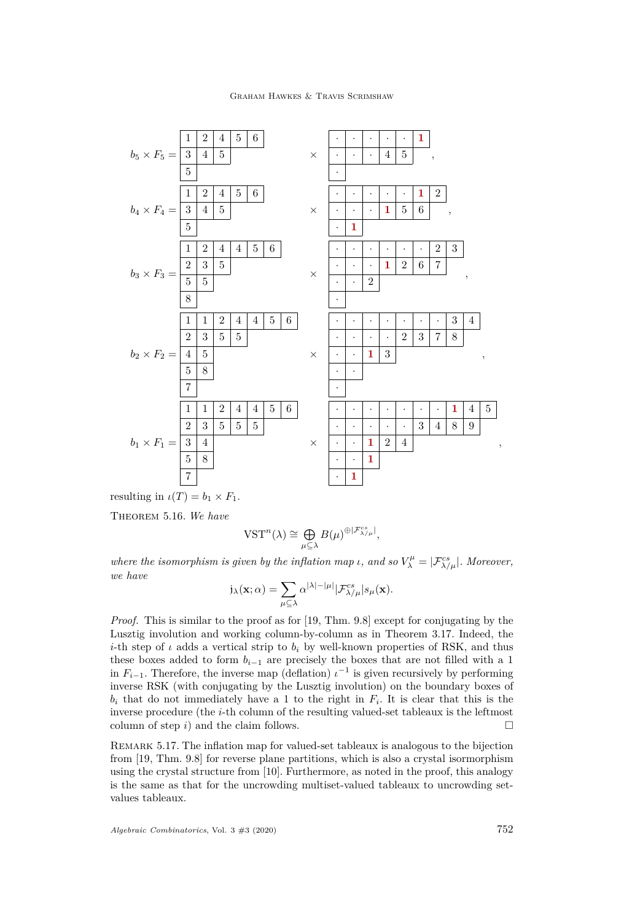$$
b_5 \times F_5 = \begin{array}{|c|c|c|c|c|}
\hline
1 & 2 & 4 & 5 & 6 \\
\hline
3 & 4 & 5 \\
\cline{1-3}
5 \\
\cline{1-1}
\end{array}
\quad \times \quad
\begin{array}{|c|c|c|c|c|c|}
\hline
\cdot & \cdot & \cdot & \cdot & \cdot & \mathbf{1} \\
\hline
\cdot & \cdot & \cdot & 4 & 5 \\
\cline{1-5}
\cdot \\
\cline{1-1}
\end{array}\,,
$$

$$
b_4 \times F_4 = \begin{array}{|c|c|c|c|c|}
\hline
1 & 2 & 4 & 5 & 6 \\
\hline
3 & 4 & 5 \\
\cline{1-3}
5 \\
\cline{1-1}
\end{array}
\quad \times \quad
\begin{array}{|c|c|c|c|c|c|c|}
\hline
\cdot & \cdot & \cdot & \cdot & \cdot & \mathbf{1} & 2 \\
\hline
\cdot & \cdot & \cdot & \mathbf{1} & 5 & 6 \\
\cline{1-6}
\cdot & \mathbf{1} \\
\cline{1-2}
\end{array}\,,
$$

$$
b_3 \times F_3 = \begin{array}{|c|c|c|c|c|c|}
\hline
1 & 2 & 4 & 4 & 5 & 6 \\
\hline
2 & 3 & 5 \\
\cline{1-3}
5 & 5 \\
\cline{1-2}
8 \\
\cline{1-1}
\end{array}
\quad \times \quad
\begin{array}{|c|c|c|c|c|c|c|c|c|}
\hline
\cdot & \cdot & \cdot & \cdot & \cdot & \cdot & \cdot & 2 & 3 \\
\hline
\cdot & \cdot & \cdot & \mathbf{1} & 2 & 6 & 7 \\
\cline{1-7}
\cdot & \cdot & 2 \\
\cline{1-3}
\cdot \\
\cline{1-1}
\end{array}\,,
$$

$$
b_2 \times F_2 = \begin{array}{|c|c|c|c|c|c|c|}
\hline
1 & 1 & 2 & 4 & 4 & 5 & 6 \\
\hline
2 & 3 & 5 & 5 \\
\cline{1-4}
4 & 5 \\
\cline{1-2}
5 & 8 \\
\cline{1-2}
7 \\
\cline{1-1}
\end{array}
\quad \times \quad
\begin{array}{|c|c|c|c|c|c|c|c|c|c|}
\hline
\cdot & \cdot & \cdot & \cdot & \cdot & \cdot & \cdot & \cdot & 3 & 4 \\
\hline
\cdot & \cdot & \cdot & \cdot & \cdot & 2 & 3 & 7 & 8 \\
\cline{1-9}
\cdot & \cdot & \mathbf{1} & 3 \\
\cline{1-4}
\cdot & \cdot \\
\cline{1-2}
\cdot \\
\cline{1-1}
\end{array}\,,
$$

$$
b_1 \times F_1 = \begin{array}{|c|c|c|c|c|c|c|}
\hline
1 & 1 & 2 & 4 & 4 & 5 & 6 \\
\hline
2 & 3 & 5 & 5 & 5 \\
\cline{1-5}
3 & 4 \\
\cline{1-2}
5 & 8 \\
\cline{1-2}
7 \\
\cline{1-1}
\end{array}
\quad \times \quad
\begin{array}{|c|c|c|c|c|c|c|c|c|c|c|}
\hline
\cdot & \cdot & \cdot & \cdot & \cdot & \cdot & \cdot & \cdot & \mathbf{1} & 4 & 5 \\
\hline
\cdot & \cdot & \cdot & \cdot & \cdot & \cdot & 3 & 4 & 8 & 9 \\
\cline{1-10}
\cdot & \cdot & \mathbf{1} & 2 & 4 \\
\cline{1-5}
\cdot & \cdot & \mathbf{1} \\
\cline{1-3}
\cdot & \mathbf{1} \\
\cline{1-2}
\end{array}\,,
$$

resulting in $\iota(T) = b_1 \times F_1$.

**Theorem 5.16.** *We have*

$$\mathrm{VST}^n(\lambda) \cong \bigoplus_{\mu \subseteq \lambda} B(\mu)^{\oplus |\mathcal{F}^{cs}_{\lambda/\mu}|},$$

*where the isomorphism is given by the inflation map $\iota$, and so $V^\mu_\lambda = |\mathcal{F}^{cs}_{\lambda/\mu}|$. Moreover, we have*

$$\mathfrak{j}_\lambda(\mathbf{x}; \alpha) = \sum_{\mu \subseteq \lambda} \alpha^{|\lambda| - |\mu|} |\mathcal{F}^{cs}_{\lambda/\mu}| s_\mu(\mathbf{x}).$$

*Proof.* This is similar to the proof as for [19, Thm. 9.8] except for conjugating by the Lusztig involution and working column-by-column as in Theorem 3.17. Indeed, the $i$-th step of $\iota$ adds a vertical strip to $b_i$ by well-known properties of RSK, and thus these boxes added to form $b_{i-1}$ are precisely the boxes that are not filled with a 1 in $F_{i-1}$. Therefore, the inverse map (deflation) $\iota^{-1}$ is given recursively by performing inverse RSK (with conjugating by the Lusztig involution) on the boundary boxes of $b_i$ that do not immediately have a 1 to the right in $F_i$. It is clear that this is the inverse procedure (the $i$-th column of the resulting valued-set tableaux is the leftmost column of step $i$) and the claim follows. $\square$

**Remark 5.17.** The inflation map for valued-set tableaux is analogous to the bijection from [19, Thm. 9.8] for reverse plane partitions, which is also a crystal isormorphism using the crystal structure from [10]. Furthermore, as noted in the proof, this analogy is the same as that for the uncrowding multiset-valued tableaux to uncrowding set-values tableaux.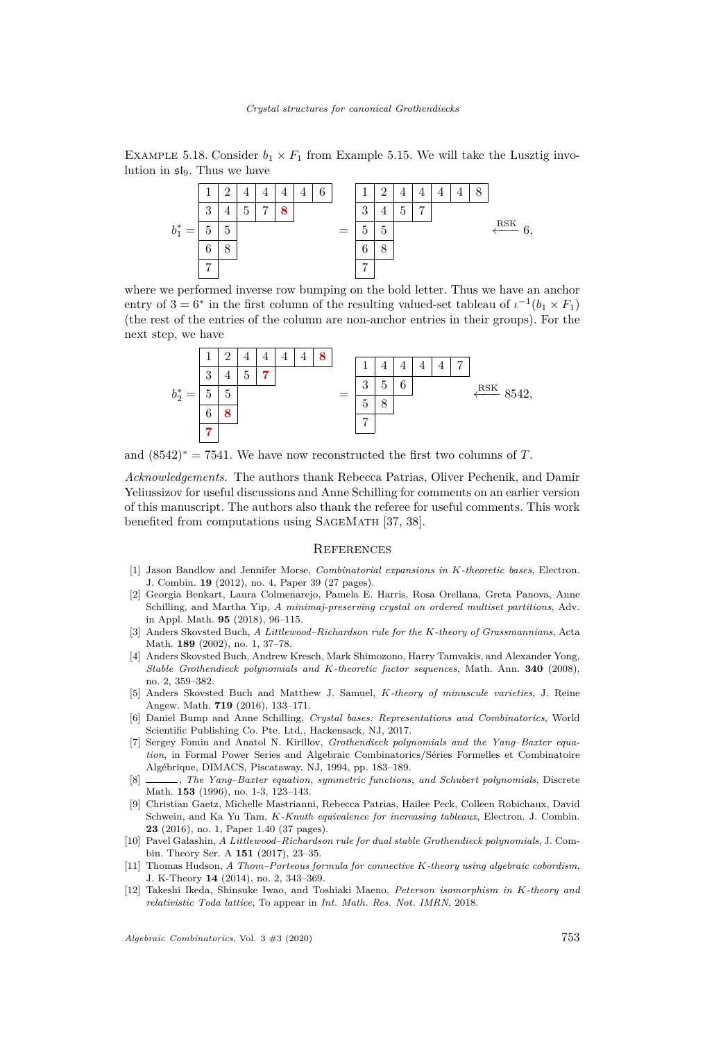Example 5.18. Consider $b_1 \times F_1$ from Example 5.15. We will take the Lusztig involution in $\mathfrak{sl}_9$. Thus we have

$$b_1^* = \begin{array}{|c|c|c|c|c|c|c|}\hline 1 & 2 & 4 & 4 & 4 & 4 & 6 \\ \hline 3 & 4 & 5 & 7 & \mathbf{8} \\ \cline{1-5} 5 & 5 \\ \cline{1-2} 6 & 8 \\ \cline{1-2} 7 \\ \cline{1-1} \end{array} \quad = \quad \begin{array}{|c|c|c|c|c|c|c|}\hline 1 & 2 & 4 & 4 & 4 & 4 & 8 \\ \hline 3 & 4 & 5 & 7 \\ \cline{1-4} 5 & 5 \\ \cline{1-2} 6 & 8 \\ \cline{1-2} 7 \\ \cline{1-1} \end{array} \quad \xleftarrow{\text{RSK}} 6,$$

where we performed inverse row bumping on the bold letter. Thus we have an anchor entry of $3 = 6^*$ in the first column of the resulting valued-set tableau of $\iota^{-1}(b_1 \times F_1)$ (the rest of the entries of the column are non-anchor entries in their groups). For the next step, we have

$$b_2^* = \begin{array}{|c|c|c|c|c|c|c|}\hline 1 & 2 & 4 & 4 & 4 & 4 & \mathbf{8} \\ \hline 3 & 4 & 5 & \mathbf{7} \\ \cline{1-4} 5 & 5 \\ \cline{1-2} 6 & \mathbf{8} \\ \cline{1-2} \mathbf{7} \\ \cline{1-1} \end{array} \quad = \quad \begin{array}{|c|c|c|c|c|c|}\hline 1 & 4 & 4 & 4 & 4 & 7 \\ \hline 3 & 5 & 6 \\ \cline{1-3} 5 & 8 \\ \cline{1-2} 7 \\ \cline{1-1} \end{array} \quad \xleftarrow{\text{RSK}} 8542,$$

and $(8542)^* = 7541$. We have now reconstructed the first two columns of $T$.

*Acknowledgements.* The authors thank Rebecca Patrias, Oliver Pechenik, and Damir Yeliussizov for useful discussions and Anne Schilling for comments on an earlier version of this manuscript. The authors also thank the referee for useful comments. This work benefited from computations using SageMath [37, 38].

## References

[1] Jason Bandlow and Jennifer Morse, *Combinatorial expansions in K-theoretic bases*, Electron. J. Combin. **19** (2012), no. 4, Paper 39 (27 pages).

[2] Georgia Benkart, Laura Colmenarejo, Pamela E. Harris, Rosa Orellana, Greta Panova, Anne Schilling, and Martha Yip, *A minimaj-preserving crystal on ordered multiset partitions*, Adv. in Appl. Math. **95** (2018), 96–115.

[3] Anders Skovsted Buch, *A Littlewood–Richardson rule for the K-theory of Grassmannians*, Acta Math. **189** (2002), no. 1, 37–78.

[4] Anders Skovsted Buch, Andrew Kresch, Mark Shimozono, Harry Tamvakis, and Alexander Yong, *Stable Grothendieck polynomials and K-theoretic factor sequences*, Math. Ann. **340** (2008), no. 2, 359–382.

[5] Anders Skovsted Buch and Matthew J. Samuel, *K-theory of minuscule varieties*, J. Reine Angew. Math. **719** (2016), 133–171.

[6] Daniel Bump and Anne Schilling, *Crystal bases: Representations and Combinatorics*, World Scientific Publishing Co. Pte. Ltd., Hackensack, NJ, 2017.

[7] Sergey Fomin and Anatol N. Kirillov, *Grothendieck polynomials and the Yang–Baxter equation*, in Formal Power Series and Algebraic Combinatorics/Séries Formelles et Combinatoire Algébrique, DIMACS, Piscataway, NJ, 1994, pp. 183–189.

[8] ———, *The Yang–Baxter equation, symmetric functions, and Schubert polynomials*, Discrete Math. **153** (1996), no. 1-3, 123–143.

[9] Christian Gaetz, Michelle Mastrianni, Rebecca Patrias, Hailee Peck, Colleen Robichaux, David Schwein, and Ka Yu Tam, *K-Knuth equivalence for increasing tableaux*, Electron. J. Combin. **23** (2016), no. 1, Paper 1.40 (37 pages).

[10] Pavel Galashin, *A Littlewood–Richardson rule for dual stable Grothendieck polynomials*, J. Combin. Theory Ser. A **151** (2017), 23–35.

[11] Thomas Hudson, *A Thom–Porteous formula for connective K-theory using algebraic cobordism*, J. K-Theory **14** (2014), no. 2, 343–369.

[12] Takeshi Ikeda, Shinsuke Iwao, and Toshiaki Maeno, *Peterson isomorphism in K-theory and relativistic Toda lattice*, To appear in *Int. Math. Res. Not. IMRN*, 2018.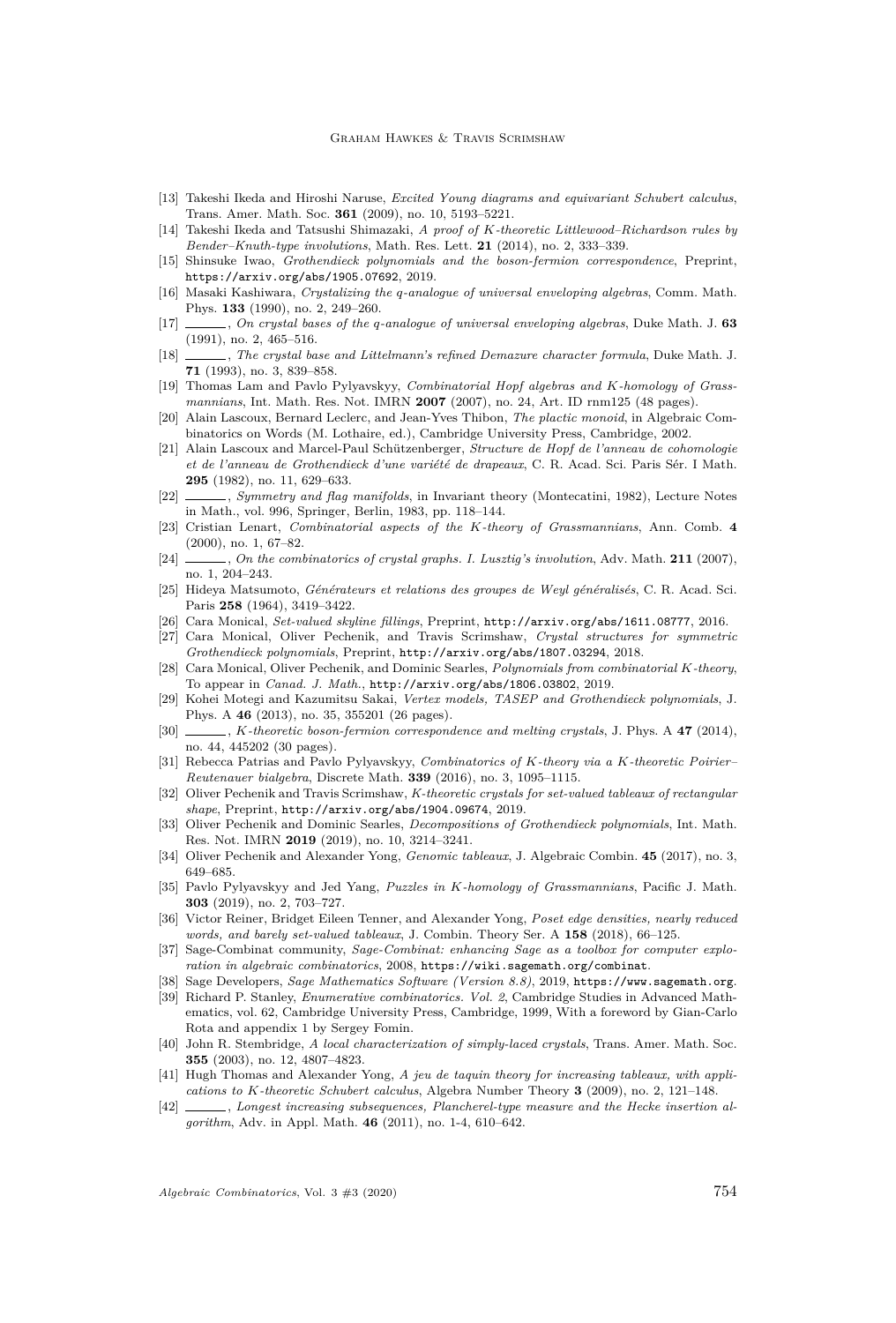[13] Takeshi Ikeda and Hiroshi Naruse, *Excited Young diagrams and equivariant Schubert calculus*, Trans. Amer. Math. Soc. **361** (2009), no. 10, 5193–5221.

[14] Takeshi Ikeda and Tatsushi Shimazaki, *A proof of K-theoretic Littlewood–Richardson rules by Bender–Knuth-type involutions*, Math. Res. Lett. **21** (2014), no. 2, 333–339.

[15] Shinsuke Iwao, *Grothendieck polynomials and the boson-fermion correspondence*, Preprint, https://arxiv.org/abs/1905.07692, 2019.

[16] Masaki Kashiwara, *Crystalizing the q-analogue of universal enveloping algebras*, Comm. Math. Phys. **133** (1990), no. 2, 249–260.

[17] ______, *On crystal bases of the q-analogue of universal enveloping algebras*, Duke Math. J. **63** (1991), no. 2, 465–516.

[18] ______, *The crystal base and Littelmann's refined Demazure character formula*, Duke Math. J. **71** (1993), no. 3, 839–858.

[19] Thomas Lam and Pavlo Pylyavskyy, *Combinatorial Hopf algebras and K-homology of Grassmannians*, Int. Math. Res. Not. IMRN **2007** (2007), no. 24, Art. ID rnm125 (48 pages).

[20] Alain Lascoux, Bernard Leclerc, and Jean-Yves Thibon, *The plactic monoid*, in Algebraic Combinatorics on Words (M. Lothaire, ed.), Cambridge University Press, Cambridge, 2002.

[21] Alain Lascoux and Marcel-Paul Schützenberger, *Structure de Hopf de l'anneau de cohomologie et de l'anneau de Grothendieck d'une variété de drapeaux*, C. R. Acad. Sci. Paris Sér. I Math. **295** (1982), no. 11, 629–633.

[22] ______, *Symmetry and flag manifolds*, in Invariant theory (Montecatini, 1982), Lecture Notes in Math., vol. 996, Springer, Berlin, 1983, pp. 118–144.

[23] Cristian Lenart, *Combinatorial aspects of the K-theory of Grassmannians*, Ann. Comb. **4** (2000), no. 1, 67–82.

[24] ______, *On the combinatorics of crystal graphs. I. Lusztig's involution*, Adv. Math. **211** (2007), no. 1, 204–243.

[25] Hideya Matsumoto, *Générateurs et relations des groupes de Weyl généralisés*, C. R. Acad. Sci. Paris **258** (1964), 3419–3422.

[26] Cara Monical, *Set-valued skyline fillings*, Preprint, http://arxiv.org/abs/1611.08777, 2016.

[27] Cara Monical, Oliver Pechenik, and Travis Scrimshaw, *Crystal structures for symmetric Grothendieck polynomials*, Preprint, http://arxiv.org/abs/1807.03294, 2018.

[28] Cara Monical, Oliver Pechenik, and Dominic Searles, *Polynomials from combinatorial K-theory*, To appear in *Canad. J. Math.*, http://arxiv.org/abs/1806.03802, 2019.

[29] Kohei Motegi and Kazumitsu Sakai, *Vertex models, TASEP and Grothendieck polynomials*, J. Phys. A **46** (2013), no. 35, 355201 (26 pages).

[30] ______, *K-theoretic boson-fermion correspondence and melting crystals*, J. Phys. A **47** (2014), no. 44, 445202 (30 pages).

[31] Rebecca Patrias and Pavlo Pylyavskyy, *Combinatorics of K-theory via a K-theoretic Poirier–Reutenauer bialgebra*, Discrete Math. **339** (2016), no. 3, 1095–1115.

[32] Oliver Pechenik and Travis Scrimshaw, *K-theoretic crystals for set-valued tableaux of rectangular shape*, Preprint, http://arxiv.org/abs/1904.09674, 2019.

[33] Oliver Pechenik and Dominic Searles, *Decompositions of Grothendieck polynomials*, Int. Math. Res. Not. IMRN **2019** (2019), no. 10, 3214–3241.

[34] Oliver Pechenik and Alexander Yong, *Genomic tableaux*, J. Algebraic Combin. **45** (2017), no. 3, 649–685.

[35] Pavlo Pylyavskyy and Jed Yang, *Puzzles in K-homology of Grassmannians*, Pacific J. Math. **303** (2019), no. 2, 703–727.

[36] Victor Reiner, Bridget Eileen Tenner, and Alexander Yong, *Poset edge densities, nearly reduced words, and barely set-valued tableaux*, J. Combin. Theory Ser. A **158** (2018), 66–125.

[37] Sage-Combinat community, *Sage-Combinat: enhancing Sage as a toolbox for computer exploration in algebraic combinatorics*, 2008, https://wiki.sagemath.org/combinat.

[38] Sage Developers, *Sage Mathematics Software (Version 8.8)*, 2019, https://www.sagemath.org.

[39] Richard P. Stanley, *Enumerative combinatorics. Vol. 2*, Cambridge Studies in Advanced Mathematics, vol. 62, Cambridge University Press, Cambridge, 1999, With a foreword by Gian-Carlo Rota and appendix 1 by Sergey Fomin.

[40] John R. Stembridge, *A local characterization of simply-laced crystals*, Trans. Amer. Math. Soc. **355** (2003), no. 12, 4807–4823.

[41] Hugh Thomas and Alexander Yong, *A jeu de taquin theory for increasing tableaux, with applications to K-theoretic Schubert calculus*, Algebra Number Theory **3** (2009), no. 2, 121–148.

[42] ______, *Longest increasing subsequences, Plancherel-type measure and the Hecke insertion algorithm*, Adv. in Appl. Math. **46** (2011), no. 1-4, 610–642.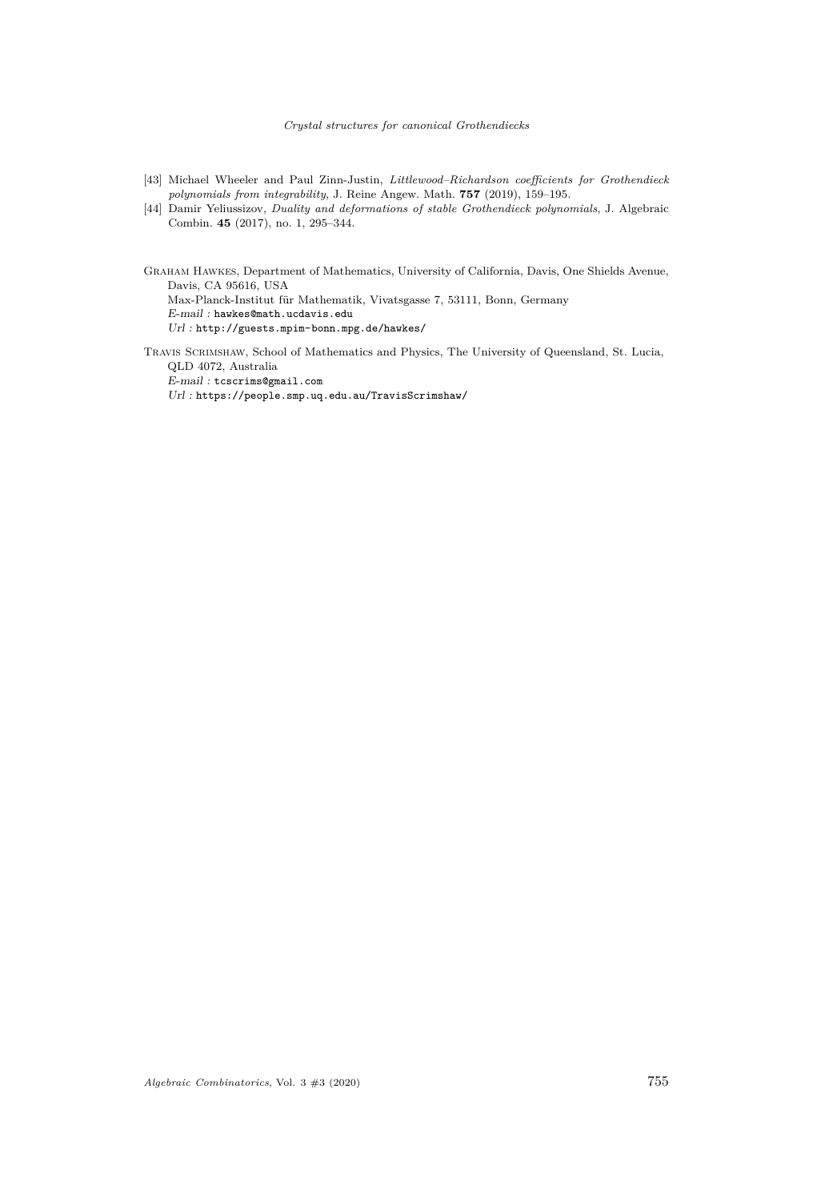[43] Michael Wheeler and Paul Zinn-Justin, *Littlewood–Richardson coefficients for Grothendieck polynomials from integrability*, J. Reine Angew. Math. **757** (2019), 159–195.

[44] Damir Yeliussizov, *Duality and deformations of stable Grothendieck polynomials*, J. Algebraic Combin. **45** (2017), no. 1, 295–344.

Graham Hawkes, Department of Mathematics, University of California, Davis, One Shields Avenue, Davis, CA 95616, USA
Max-Planck-Institut für Mathematik, Vivatsgasse 7, 53111, Bonn, Germany
*E-mail :* hawkes@math.ucdavis.edu
*Url :* http://guests.mpim-bonn.mpg.de/hawkes/

Travis Scrimshaw, School of Mathematics and Physics, The University of Queensland, St. Lucia, QLD 4072, Australia
*E-mail :* tcscrims@gmail.com
*Url :* https://people.smp.uq.edu.au/TravisScrimshaw/